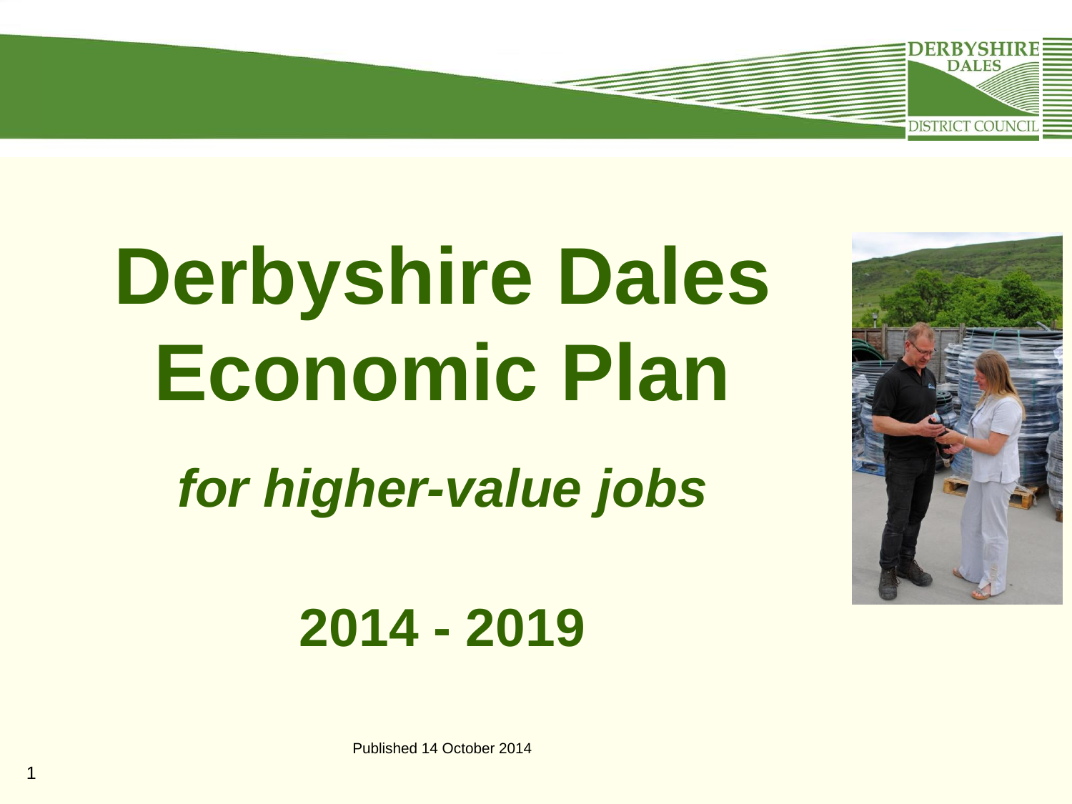# Derbyshire Dales Economic Plan

## *for higher-value jobs*

## 2014 - 2019

Published 14 October 2014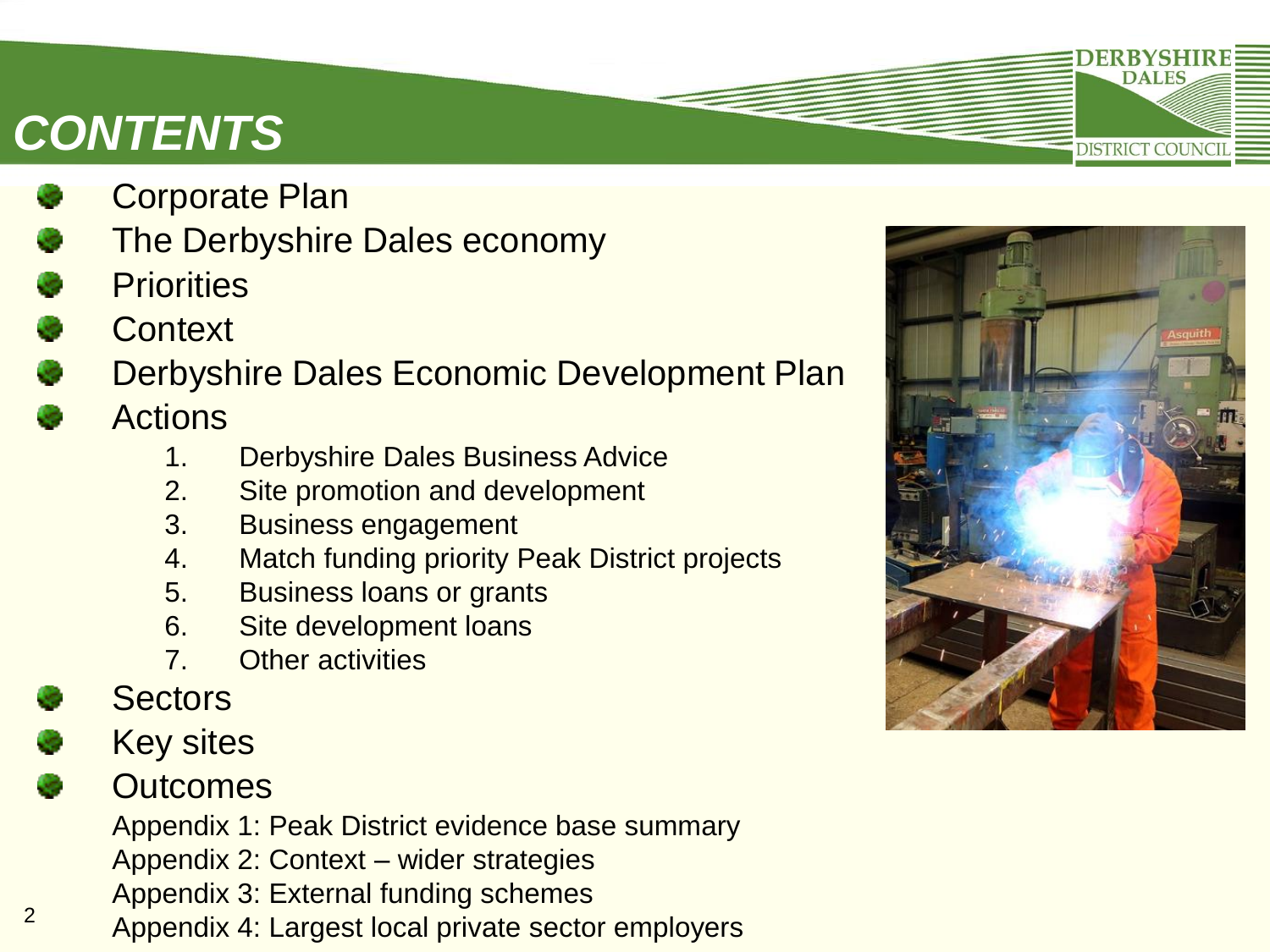# CONTENTS

- Corporate Plan
- The Derbyshire Dales economy
- Priorities
- Context
- Derbyshire Dales Economic Development Plan
- Actions
  1. Derbyshire Dales Business Advice
  2. Site promotion and development
  3. Business engagement
  4. Match funding priority Peak District projects
  5. Business loans or grants
  6. Site development loans
  7. Other activities
- Sectors
- Key sites
- Outcomes

Appendix 1: Peak District evidence base summary
Appendix 2: Context – wider strategies
Appendix 3: External funding schemes
Appendix 4: Largest local private sector employers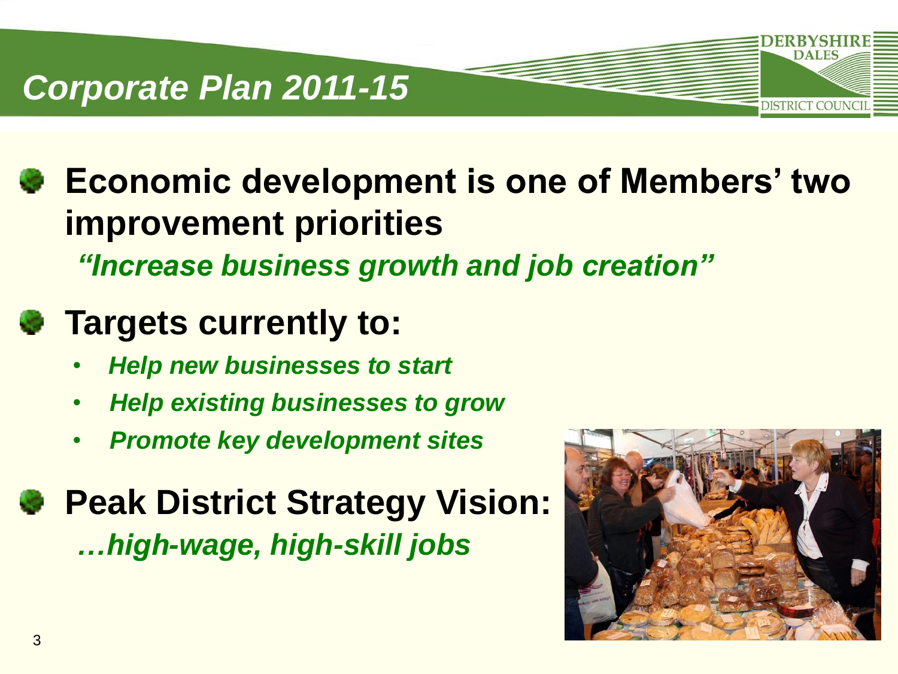# Corporate Plan 2011-15

- **Economic development is one of Members' two improvement priorities**

  ***"Increase business growth and job creation"***

- **Targets currently to:**
  - ***Help new businesses to start***
  - ***Help existing businesses to grow***
  - ***Promote key development sites***

- **Peak District Strategy Vision:**

  ***…high-wage, high-skill jobs***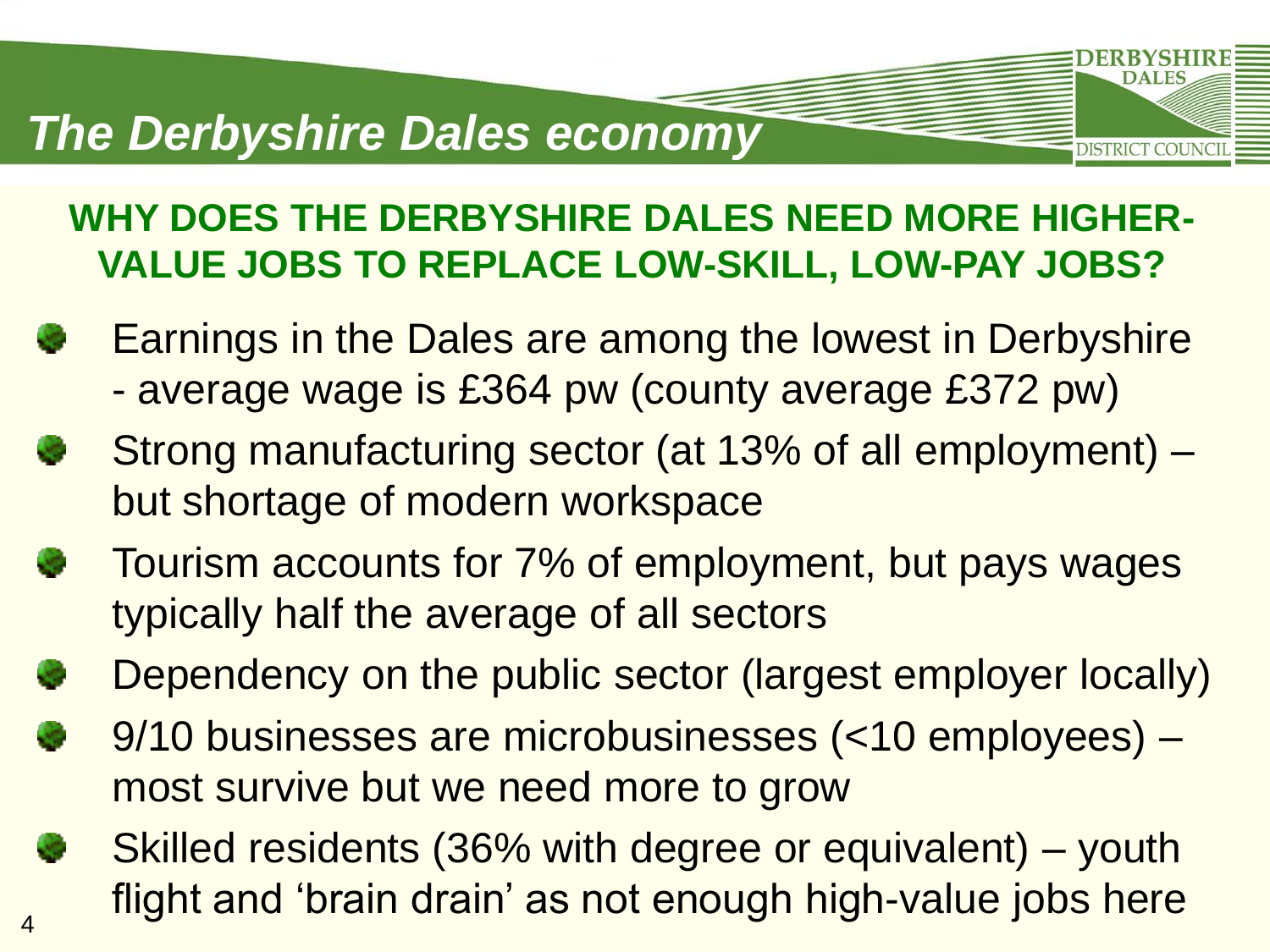# The Derbyshire Dales economy

## WHY DOES THE DERBYSHIRE DALES NEED MORE HIGHER-VALUE JOBS TO REPLACE LOW-SKILL, LOW-PAY JOBS?

- Earnings in the Dales are among the lowest in Derbyshire - average wage is £364 pw (county average £372 pw)
- Strong manufacturing sector (at 13% of all employment) – but shortage of modern workspace
- Tourism accounts for 7% of employment, but pays wages typically half the average of all sectors
- Dependency on the public sector (largest employer locally)
- 9/10 businesses are microbusinesses (<10 employees) – most survive but we need more to grow
- Skilled residents (36% with degree or equivalent) – youth flight and 'brain drain' as not enough high-value jobs here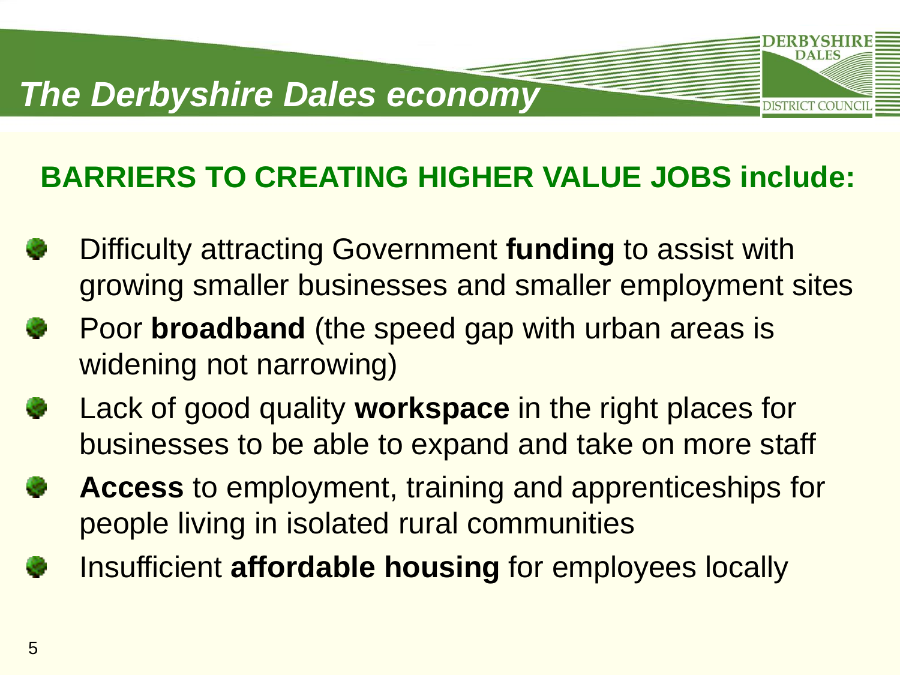# *The Derbyshire Dales economy*

## BARRIERS TO CREATING HIGHER VALUE JOBS include:

- Difficulty attracting Government **funding** to assist with growing smaller businesses and smaller employment sites
- Poor **broadband** (the speed gap with urban areas is widening not narrowing)
- Lack of good quality **workspace** in the right places for businesses to be able to expand and take on more staff
- **Access** to employment, training and apprenticeships for people living in isolated rural communities
- Insufficient **affordable housing** for employees locally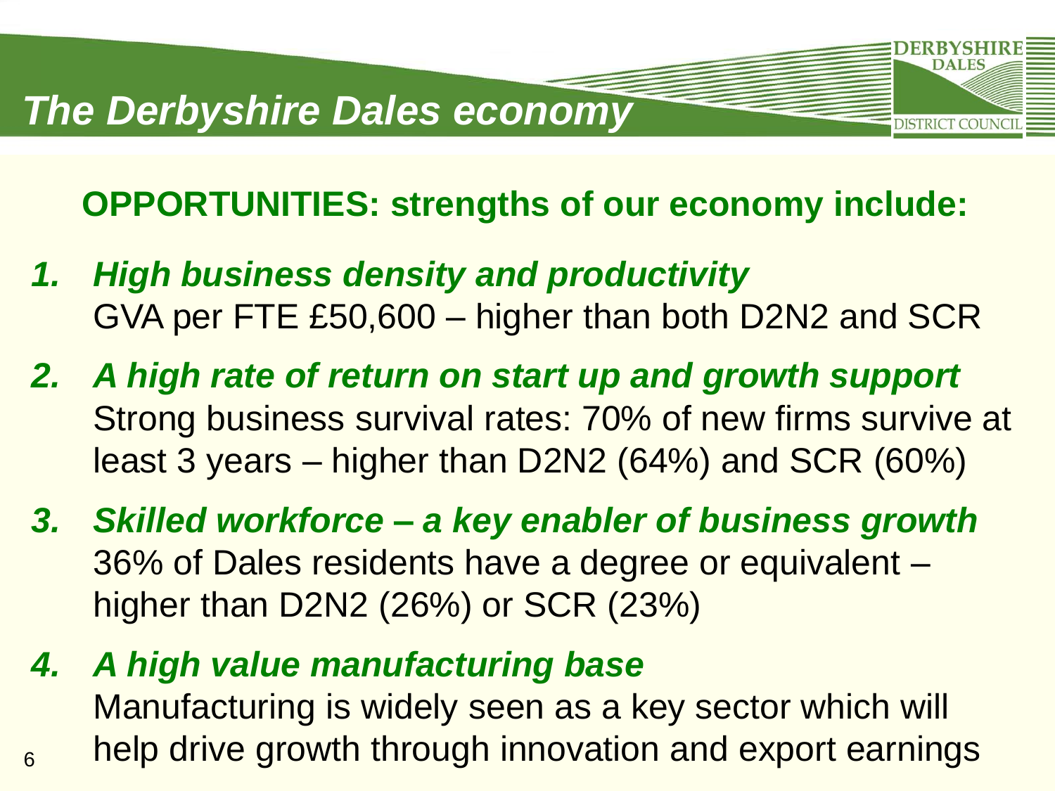# The Derbyshire Dales economy

## OPPORTUNITIES: strengths of our economy include:

1. ***High business density and productivity***
   GVA per FTE £50,600 – higher than both D2N2 and SCR
2. ***A high rate of return on start up and growth support***
   Strong business survival rates: 70% of new firms survive at least 3 years – higher than D2N2 (64%) and SCR (60%)
3. ***Skilled workforce – a key enabler of business growth***
   36% of Dales residents have a degree or equivalent – higher than D2N2 (26%) or SCR (23%)
4. ***A high value manufacturing base***
   Manufacturing is widely seen as a key sector which will help drive growth through innovation and export earnings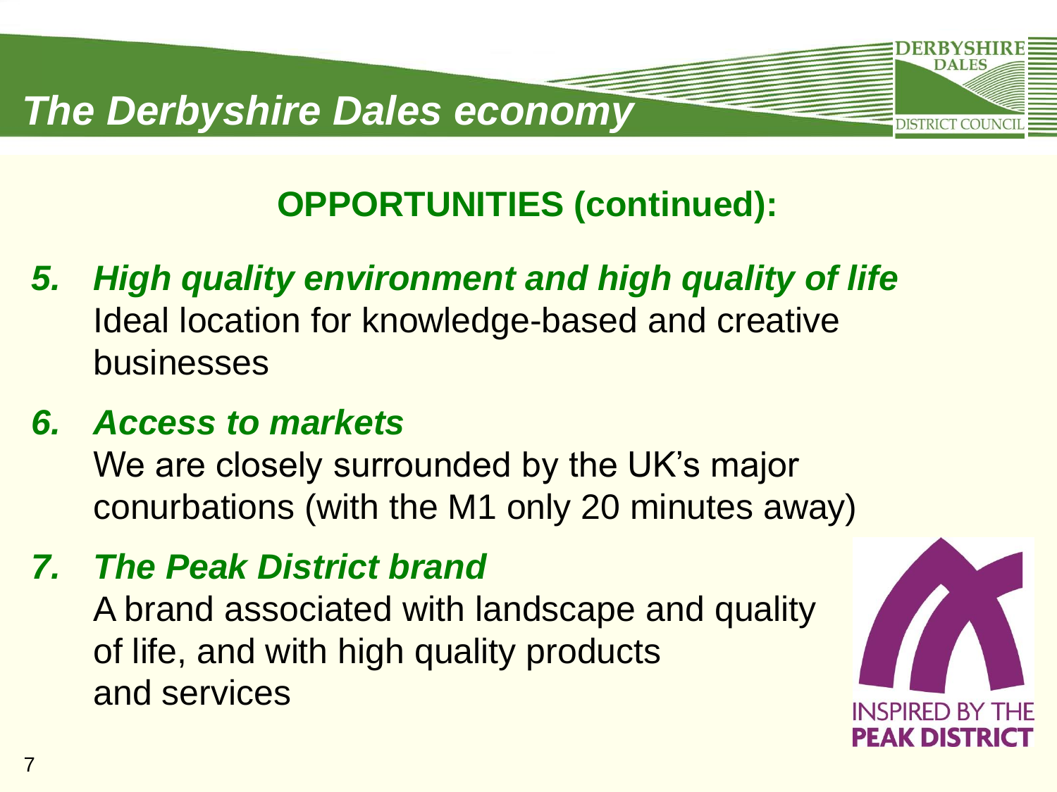# The Derbyshire Dales economy

## OPPORTUNITIES (continued):

5. ***High quality environment and high quality of life***
   Ideal location for knowledge-based and creative businesses

6. ***Access to markets***
   We are closely surrounded by the UK's major conurbations (with the M1 only 20 minutes away)

7. ***The Peak District brand***
   A brand associated with landscape and quality of life, and with high quality products and services

INSPIRED BY THE PEAK DISTRICT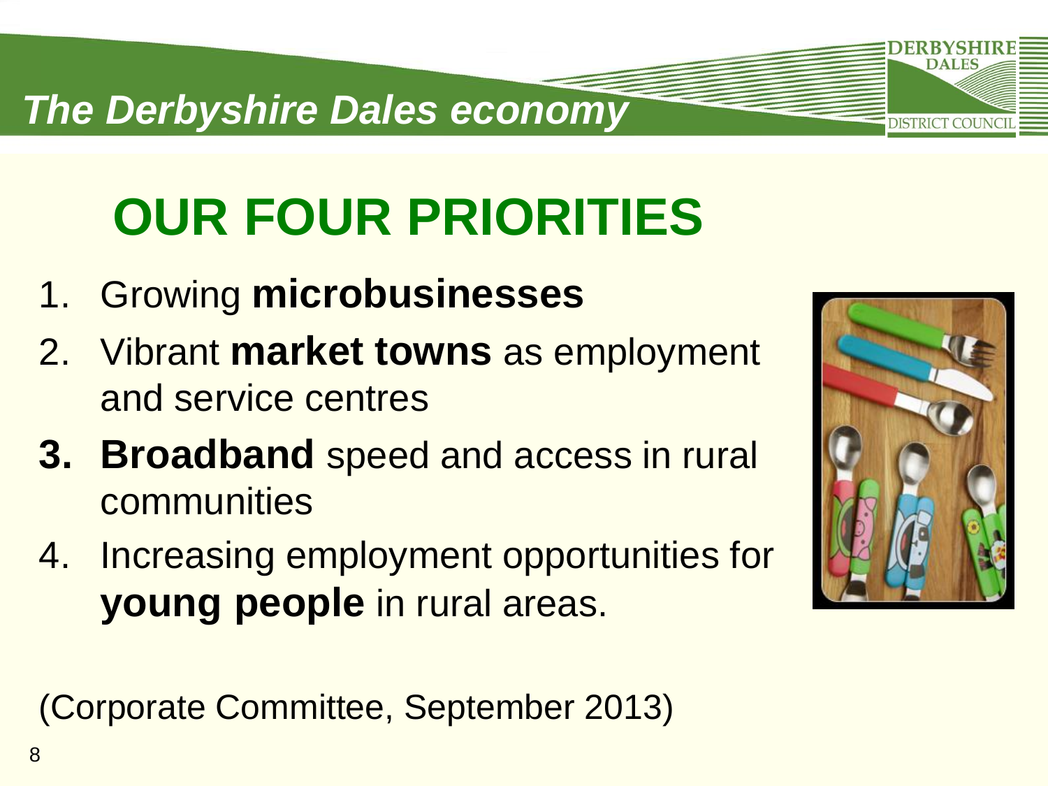*The Derbyshire Dales economy*

# OUR FOUR PRIORITIES

1. Growing **microbusinesses**
2. Vibrant **market towns** as employment and service centres
3. **Broadband** speed and access in rural communities
4. Increasing employment opportunities for **young people** in rural areas.

(Corporate Committee, September 2013)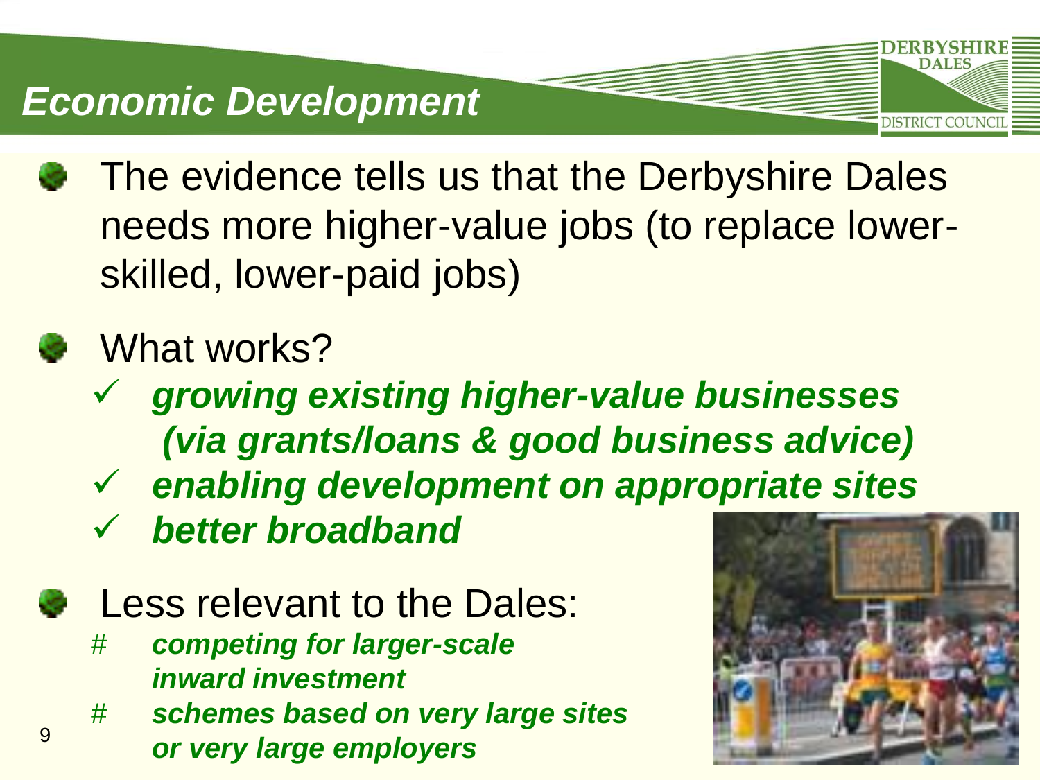# Economic Development

- The evidence tells us that the Derbyshire Dales needs more higher-value jobs (to replace lower-skilled, lower-paid jobs)
- What works?
  - ✓ ***growing existing higher-value businesses (via grants/loans & good business advice)***
  - ✓ ***enabling development on appropriate sites***
  - ✓ ***better broadband***
- Less relevant to the Dales:
  - # ***competing for larger-scale inward investment***
  - # ***schemes based on very large sites or very large employers***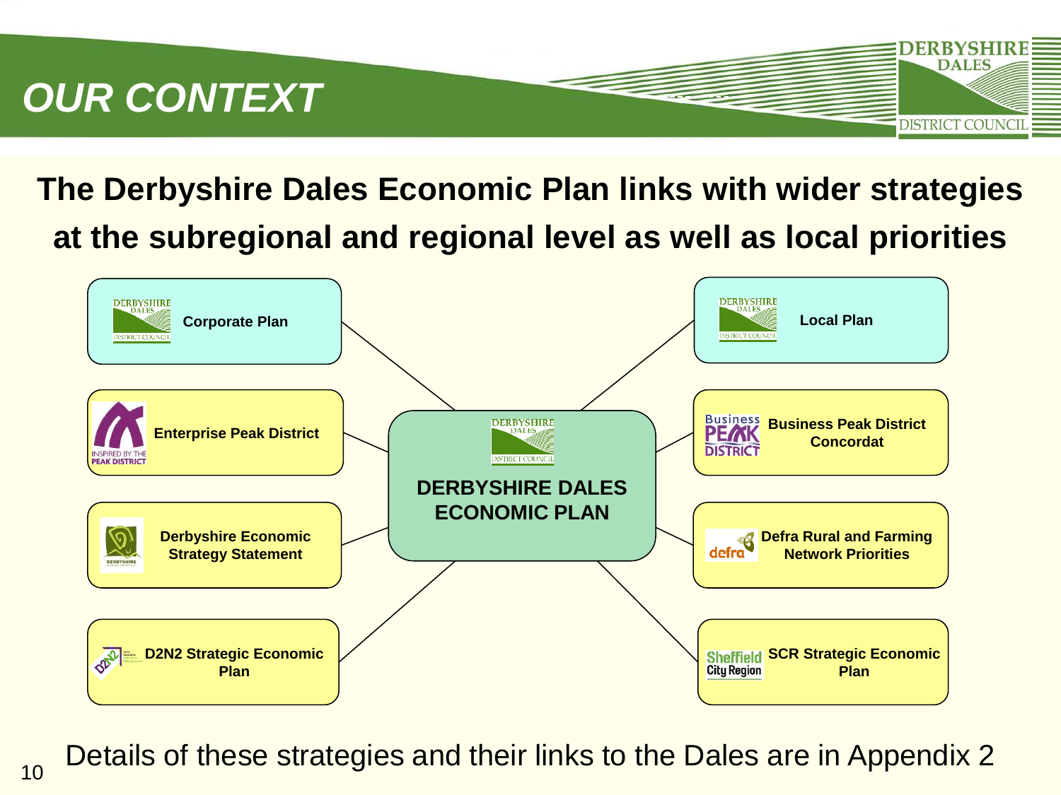# OUR CONTEXT

**The Derbyshire Dales Economic Plan links with wider strategies at the subregional and regional level as well as local priorities**

**DERBYSHIRE DALES ECONOMIC PLAN**

- **Corporate Plan**
- **Enterprise Peak District**
- **Derbyshire Economic Strategy Statement**
- **D2N2 Strategic Economic Plan**
- **Local Plan**
- **Business Peak District Concordat**
- **Defra Rural and Farming Network Priorities**
- **SCR Strategic Economic Plan**

Details of these strategies and their links to the Dales are in Appendix 2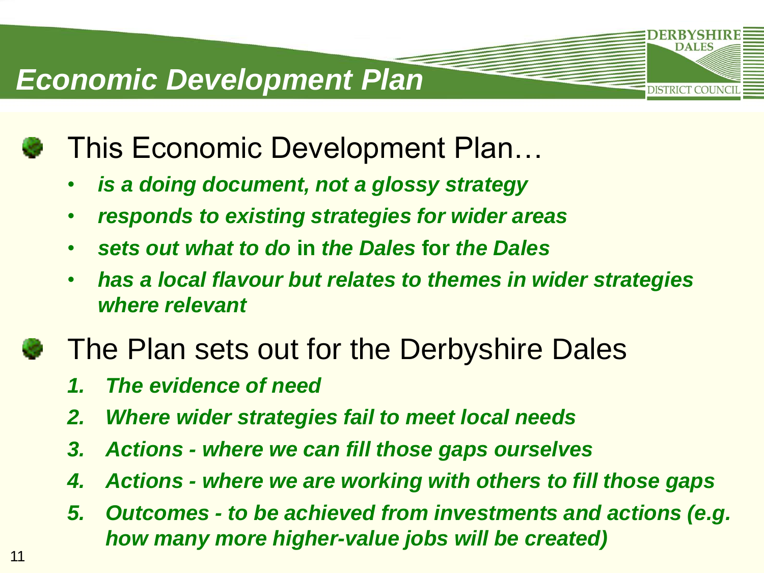# *Economic Development Plan*

- This Economic Development Plan…
  - ***is a doing document, not a glossy strategy***
  - ***responds to existing strategies for wider areas***
  - ***sets out what to do*** **in** ***the Dales*** **for** ***the Dales***
  - ***has a local flavour but relates to themes in wider strategies where relevant***

- The Plan sets out for the Derbyshire Dales
  1. ***The evidence of need***
  2. ***Where wider strategies fail to meet local needs***
  3. ***Actions - where we can fill those gaps ourselves***
  4. ***Actions - where we are working with others to fill those gaps***
  5. ***Outcomes - to be achieved from investments and actions (e.g. how many more higher-value jobs will be created)***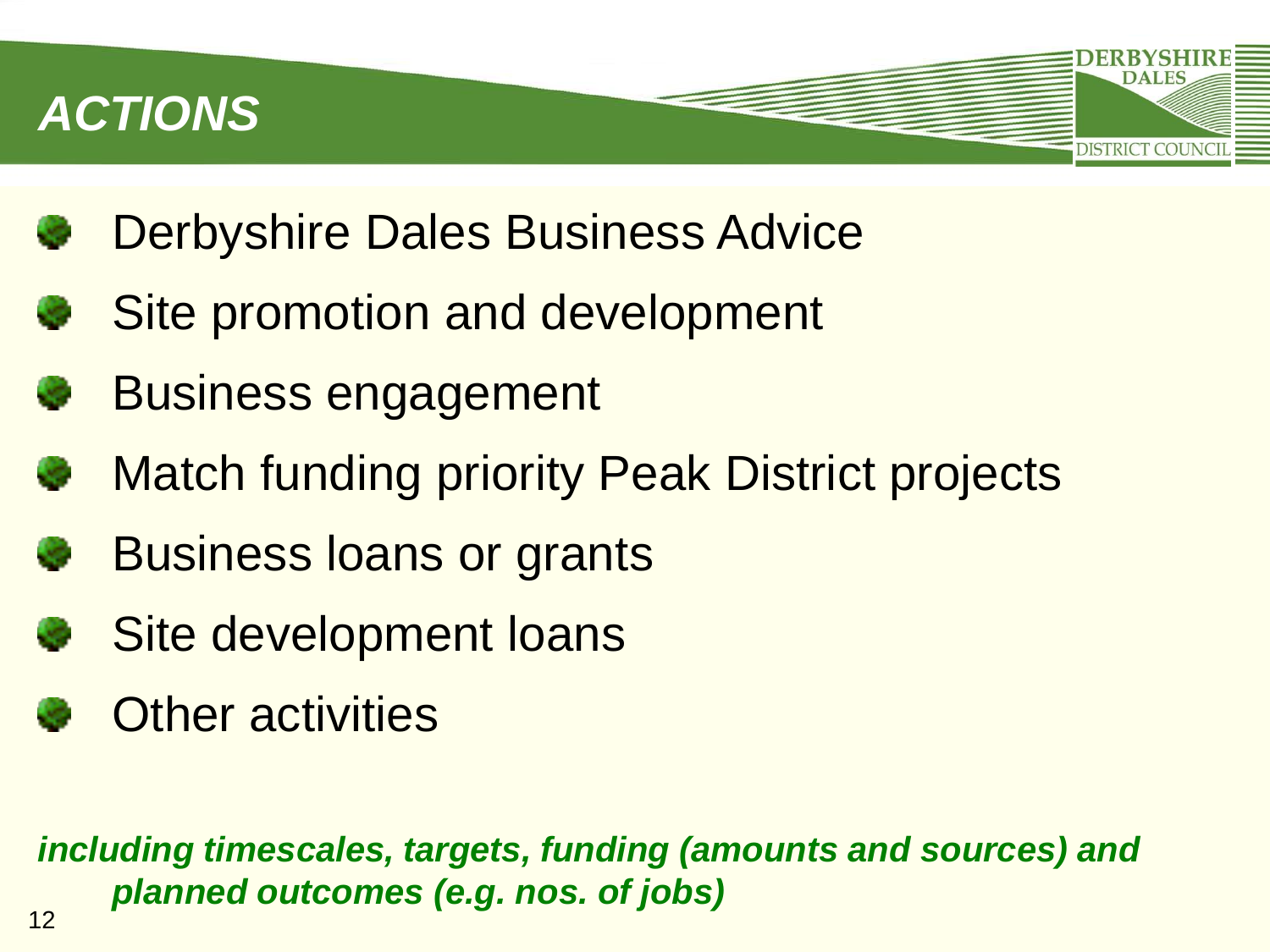# ACTIONS

- Derbyshire Dales Business Advice
- Site promotion and development
- Business engagement
- Match funding priority Peak District projects
- Business loans or grants
- Site development loans
- Other activities

***including timescales, targets, funding (amounts and sources) and planned outcomes (e.g. nos. of jobs)***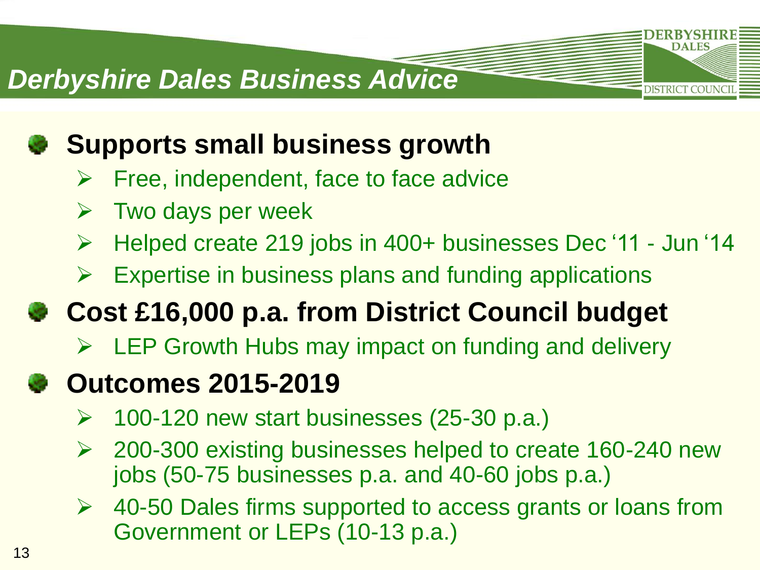# Derbyshire Dales Business Advice

- **Supports small business growth**
  - Free, independent, face to face advice
  - Two days per week
  - Helped create 219 jobs in 400+ businesses Dec '11 - Jun '14
  - Expertise in business plans and funding applications
- **Cost £16,000 p.a. from District Council budget**
  - LEP Growth Hubs may impact on funding and delivery
- **Outcomes 2015-2019**
  - 100-120 new start businesses (25-30 p.a.)
  - 200-300 existing businesses helped to create 160-240 new jobs (50-75 businesses p.a. and 40-60 jobs p.a.)
  - 40-50 Dales firms supported to access grants or loans from Government or LEPs (10-13 p.a.)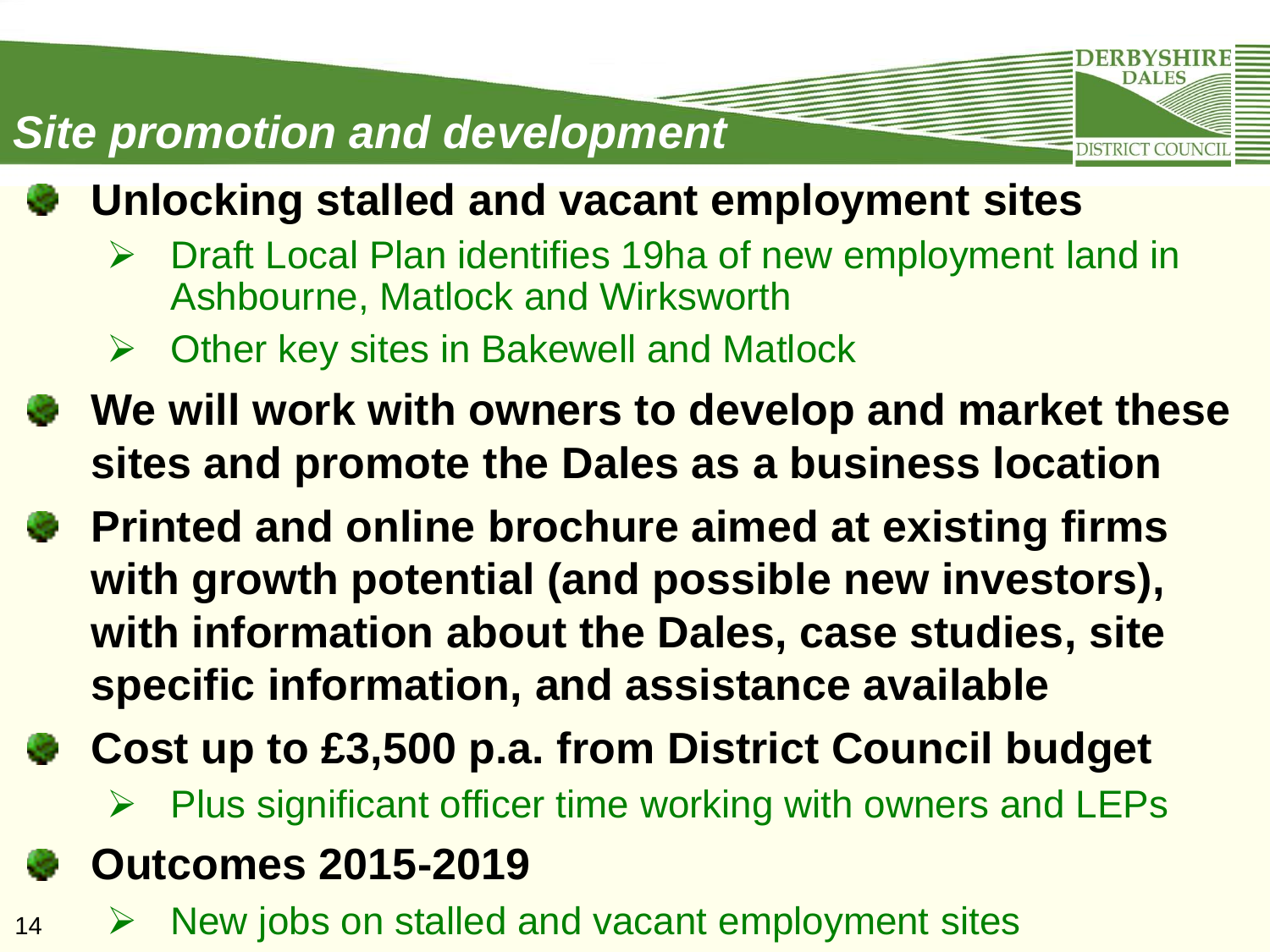# Site promotion and development

- **Unlocking stalled and vacant employment sites**
  - Draft Local Plan identifies 19ha of new employment land in Ashbourne, Matlock and Wirksworth
  - Other key sites in Bakewell and Matlock
- **We will work with owners to develop and market these sites and promote the Dales as a business location**
- **Printed and online brochure aimed at existing firms with growth potential (and possible new investors), with information about the Dales, case studies, site specific information, and assistance available**
- **Cost up to £3,500 p.a. from District Council budget**
  - Plus significant officer time working with owners and LEPs
- **Outcomes 2015-2019**
  - New jobs on stalled and vacant employment sites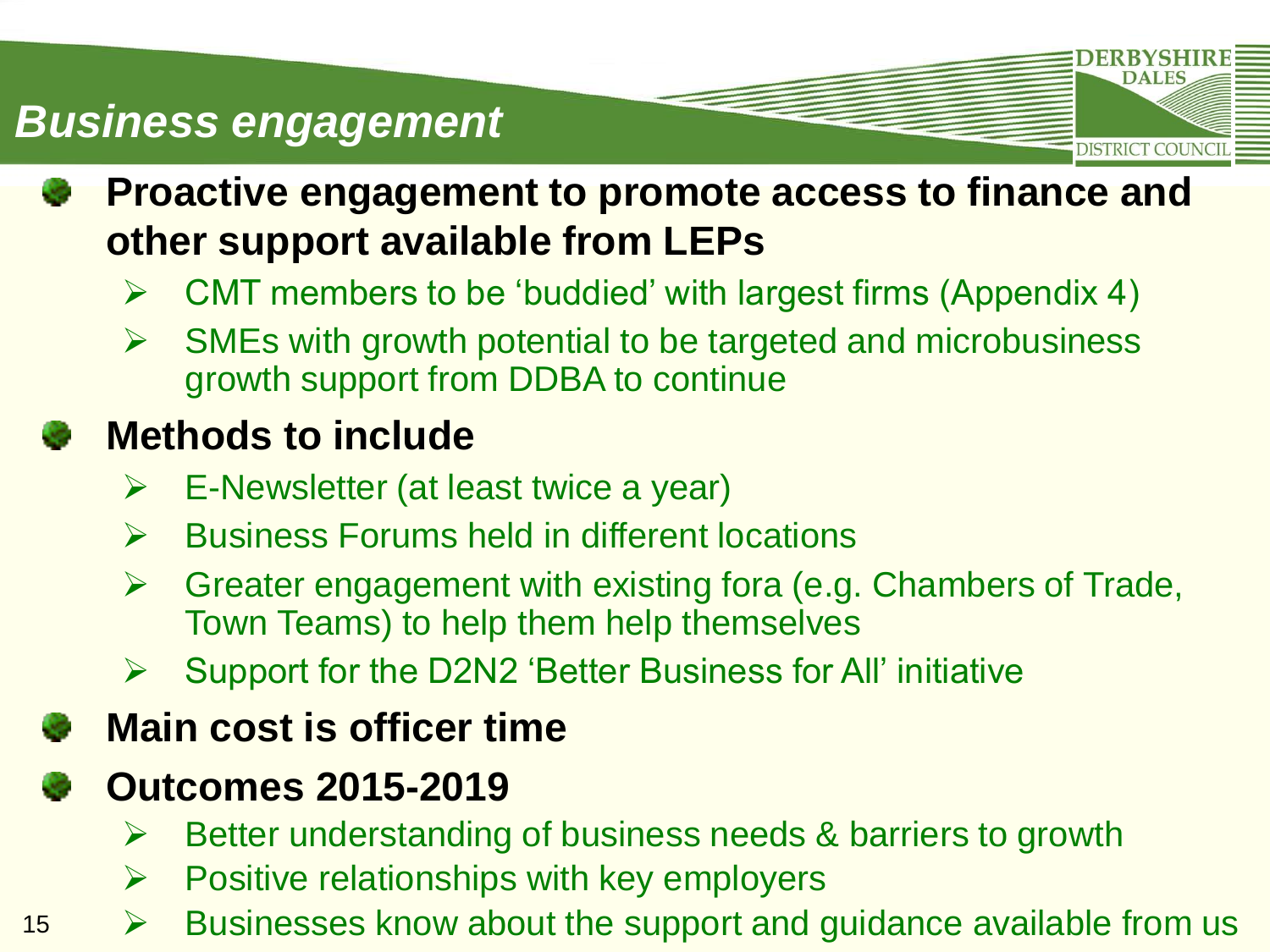# Business engagement

- **Proactive engagement to promote access to finance and other support available from LEPs**
  - CMT members to be 'buddied' with largest firms (Appendix 4)
  - SMEs with growth potential to be targeted and microbusiness growth support from DDBA to continue
- **Methods to include**
  - E-Newsletter (at least twice a year)
  - Business Forums held in different locations
  - Greater engagement with existing fora (e.g. Chambers of Trade, Town Teams) to help them help themselves
  - Support for the D2N2 'Better Business for All' initiative
- **Main cost is officer time**
- **Outcomes 2015-2019**
  - Better understanding of business needs & barriers to growth
  - Positive relationships with key employers
  - Businesses know about the support and guidance available from us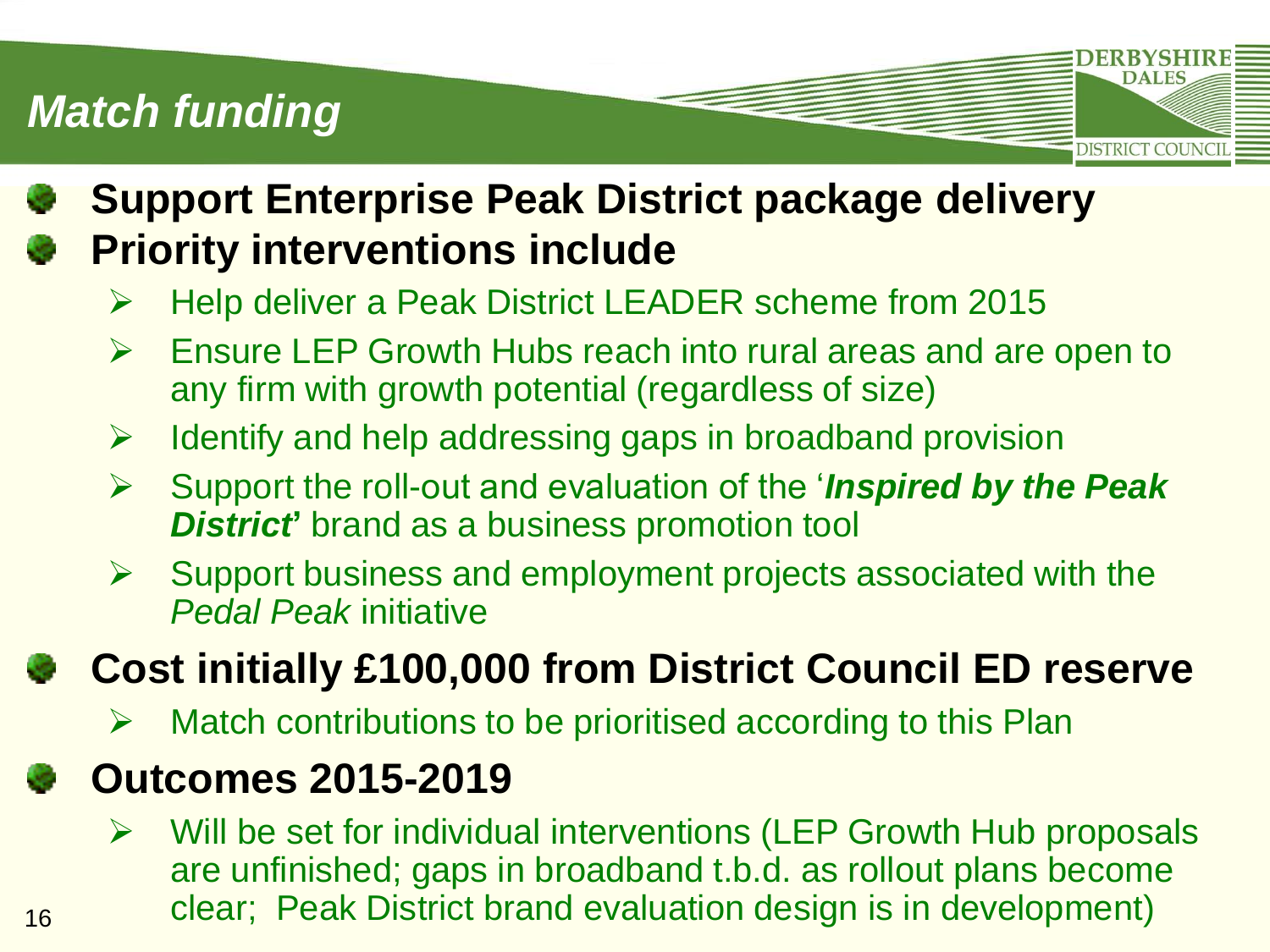# Match funding

- **Support Enterprise Peak District package delivery**
- **Priority interventions include**
  - Help deliver a Peak District LEADER scheme from 2015
  - Ensure LEP Growth Hubs reach into rural areas and are open to any firm with growth potential (regardless of size)
  - Identify and help addressing gaps in broadband provision
  - Support the roll-out and evaluation of the '***Inspired by the Peak District*'** brand as a business promotion tool
  - Support business and employment projects associated with the *Pedal Peak* initiative
- **Cost initially £100,000 from District Council ED reserve**
  - Match contributions to be prioritised according to this Plan
- **Outcomes 2015-2019**
  - Will be set for individual interventions (LEP Growth Hub proposals are unfinished; gaps in broadband t.b.d. as rollout plans become clear; Peak District brand evaluation design is in development)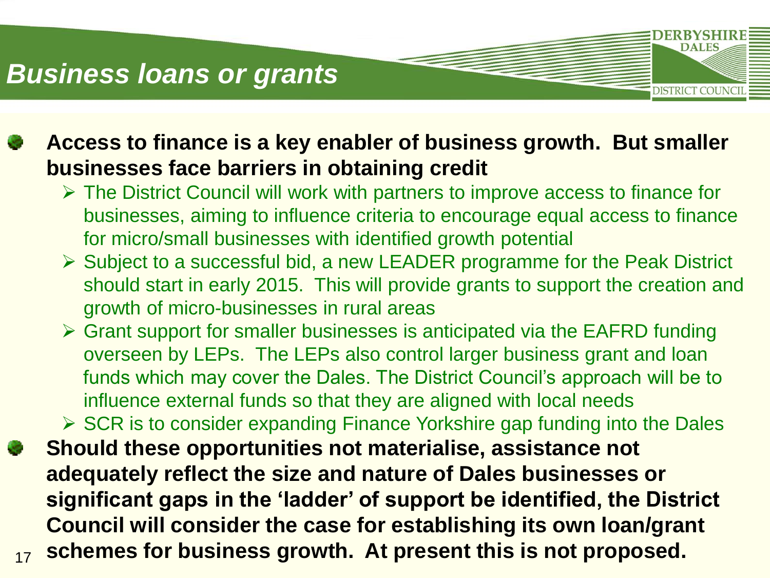# Business loans or grants

- **Access to finance is a key enabler of business growth. But smaller businesses face barriers in obtaining credit**
  - The District Council will work with partners to improve access to finance for businesses, aiming to influence criteria to encourage equal access to finance for micro/small businesses with identified growth potential
  - Subject to a successful bid, a new LEADER programme for the Peak District should start in early 2015. This will provide grants to support the creation and growth of micro-businesses in rural areas
  - Grant support for smaller businesses is anticipated via the EAFRD funding overseen by LEPs. The LEPs also control larger business grant and loan funds which may cover the Dales. The District Council's approach will be to influence external funds so that they are aligned with local needs
  - SCR is to consider expanding Finance Yorkshire gap funding into the Dales
- **Should these opportunities not materialise, assistance not adequately reflect the size and nature of Dales businesses or significant gaps in the 'ladder' of support be identified, the District Council will consider the case for establishing its own loan/grant schemes for business growth. At present this is not proposed.**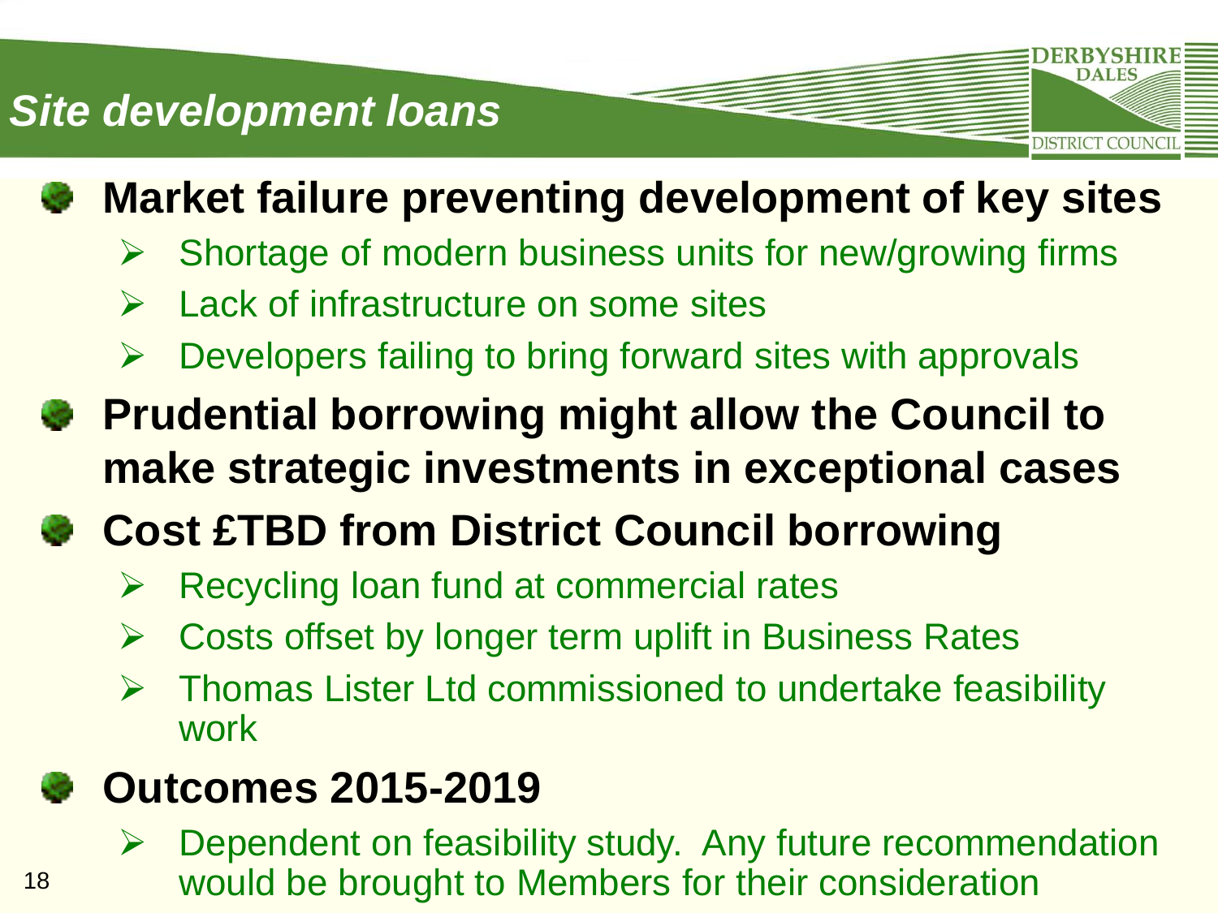# Site development loans

- **Market failure preventing development of key sites**
  - Shortage of modern business units for new/growing firms
  - Lack of infrastructure on some sites
  - Developers failing to bring forward sites with approvals
- **Prudential borrowing might allow the Council to make strategic investments in exceptional cases**
- **Cost £TBD from District Council borrowing**
  - Recycling loan fund at commercial rates
  - Costs offset by longer term uplift in Business Rates
  - Thomas Lister Ltd commissioned to undertake feasibility work
- **Outcomes 2015-2019**
  - Dependent on feasibility study. Any future recommendation would be brought to Members for their consideration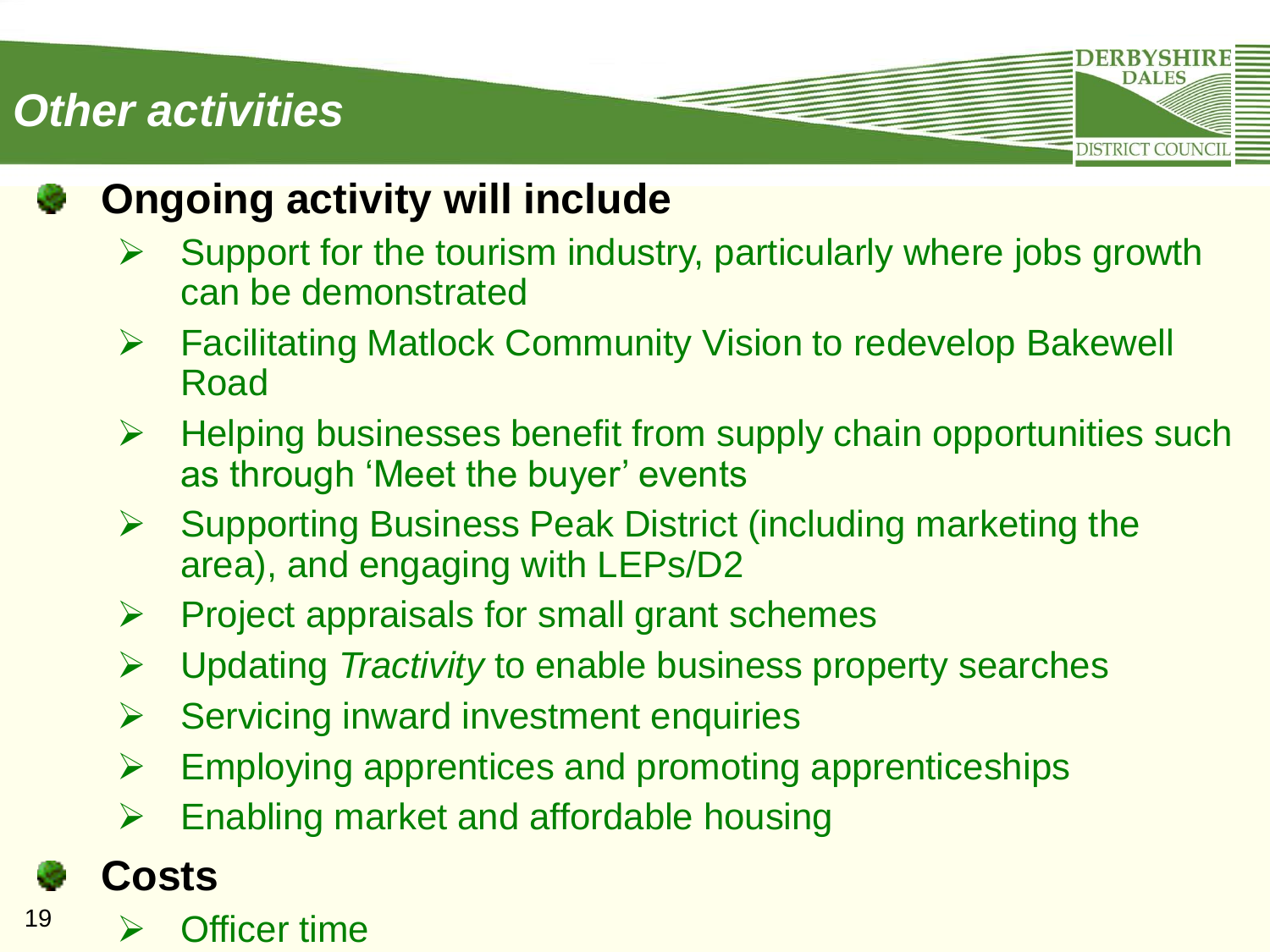# Other activities

- **Ongoing activity will include**
  - Support for the tourism industry, particularly where jobs growth can be demonstrated
  - Facilitating Matlock Community Vision to redevelop Bakewell Road
  - Helping businesses benefit from supply chain opportunities such as through 'Meet the buyer' events
  - Supporting Business Peak District (including marketing the area), and engaging with LEPs/D2
  - Project appraisals for small grant schemes
  - Updating *Tractivity* to enable business property searches
  - Servicing inward investment enquiries
  - Employing apprentices and promoting apprenticeships
  - Enabling market and affordable housing
- **Costs**
  - Officer time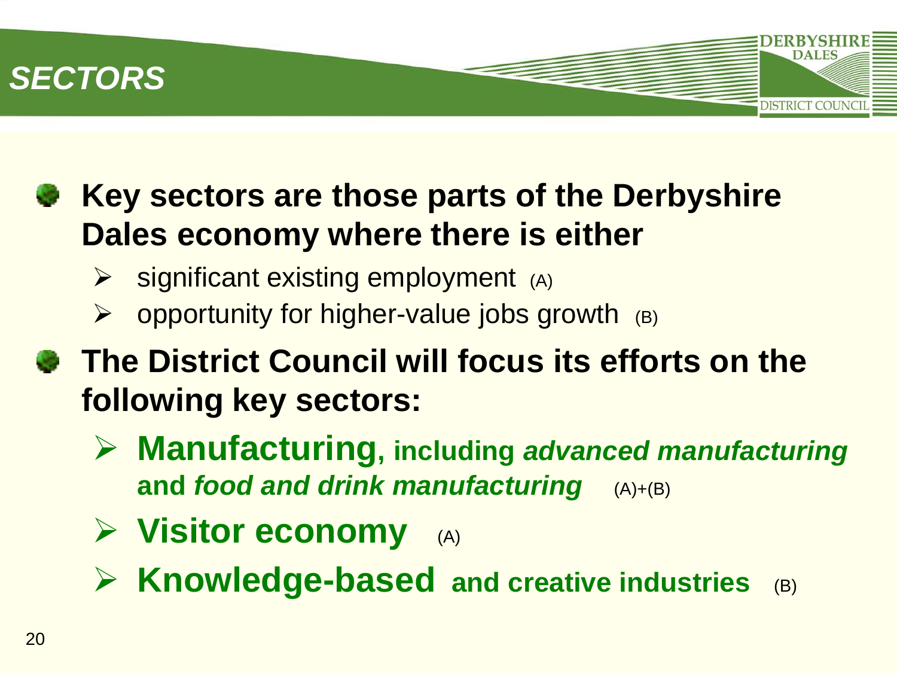# SECTORS

- **Key sectors are those parts of the Derbyshire Dales economy where there is either**
  - significant existing employment (A)
  - opportunity for higher-value jobs growth (B)
- **The District Council will focus its efforts on the following key sectors:**
  - **Manufacturing, including *advanced manufacturing* and *food and drink manufacturing*** (A)+(B)
  - **Visitor economy** (A)
  - **Knowledge-based and creative industries** (B)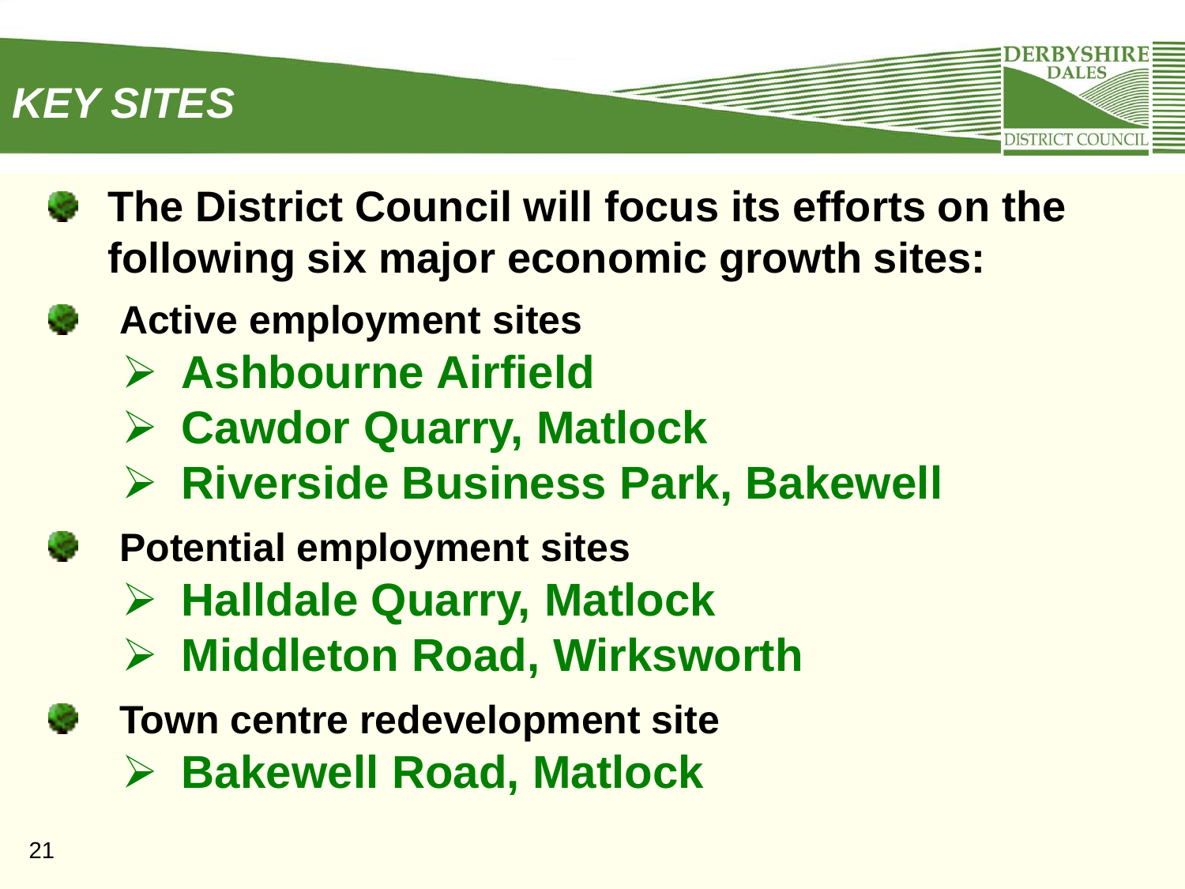# KEY SITES

- **The District Council will focus its efforts on the following six major economic growth sites:**
- **Active employment sites**
  - **Ashbourne Airfield**
  - **Cawdor Quarry, Matlock**
  - **Riverside Business Park, Bakewell**
- **Potential employment sites**
  - **Halldale Quarry, Matlock**
  - **Middleton Road, Wirksworth**
- **Town centre redevelopment site**
  - **Bakewell Road, Matlock**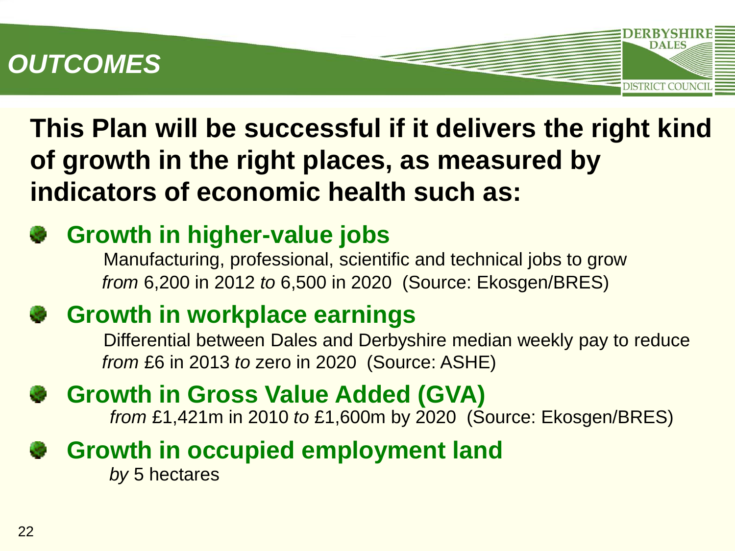# OUTCOMES

**This Plan will be successful if it delivers the right kind of growth in the right places, as measured by indicators of economic health such as:**

- **Growth in higher-value jobs**

  Manufacturing, professional, scientific and technical jobs to grow *from* 6,200 in 2012 *to* 6,500 in 2020 (Source: Ekosgen/BRES)

- **Growth in workplace earnings**

  Differential between Dales and Derbyshire median weekly pay to reduce *from* £6 in 2013 *to* zero in 2020 (Source: ASHE)

- **Growth in Gross Value Added (GVA)**

  *from* £1,421m in 2010 *to* £1,600m by 2020 (Source: Ekosgen/BRES)

- **Growth in occupied employment land**

  *by* 5 hectares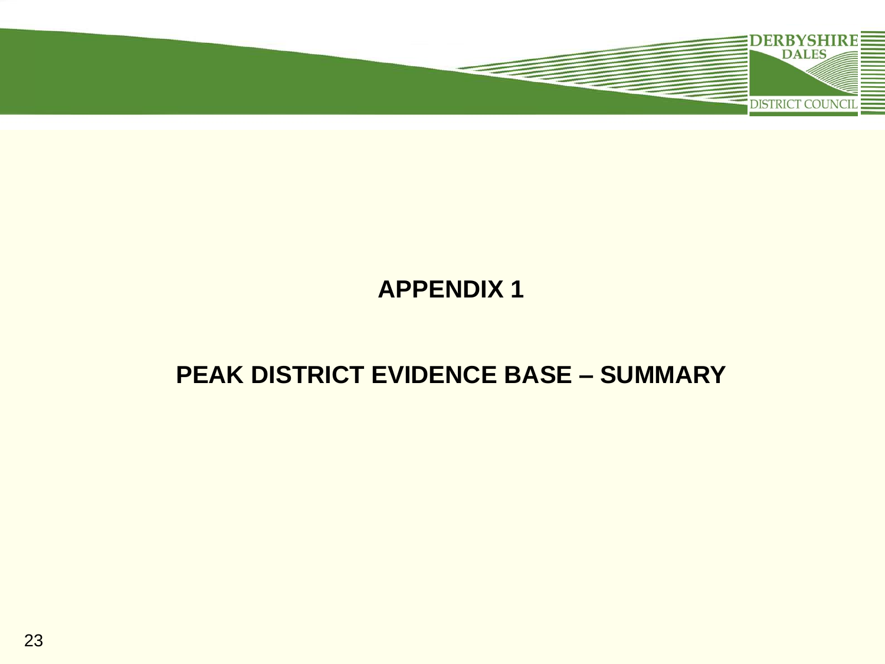# APPENDIX 1

# PEAK DISTRICT EVIDENCE BASE – SUMMARY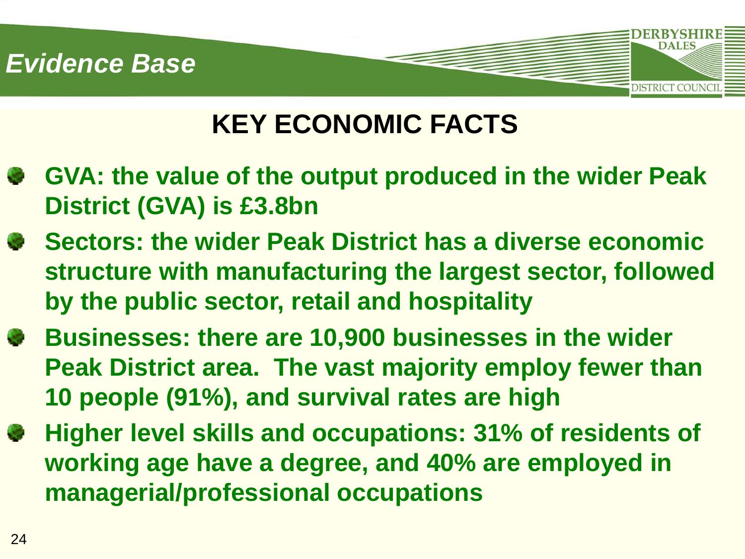*Evidence Base*

# KEY ECONOMIC FACTS

- **GVA: the value of the output produced in the wider Peak District (GVA) is £3.8bn**
- **Sectors: the wider Peak District has a diverse economic structure with manufacturing the largest sector, followed by the public sector, retail and hospitality**
- **Businesses: there are 10,900 businesses in the wider Peak District area. The vast majority employ fewer than 10 people (91%), and survival rates are high**
- **Higher level skills and occupations: 31% of residents of working age have a degree, and 40% are employed in managerial/professional occupations**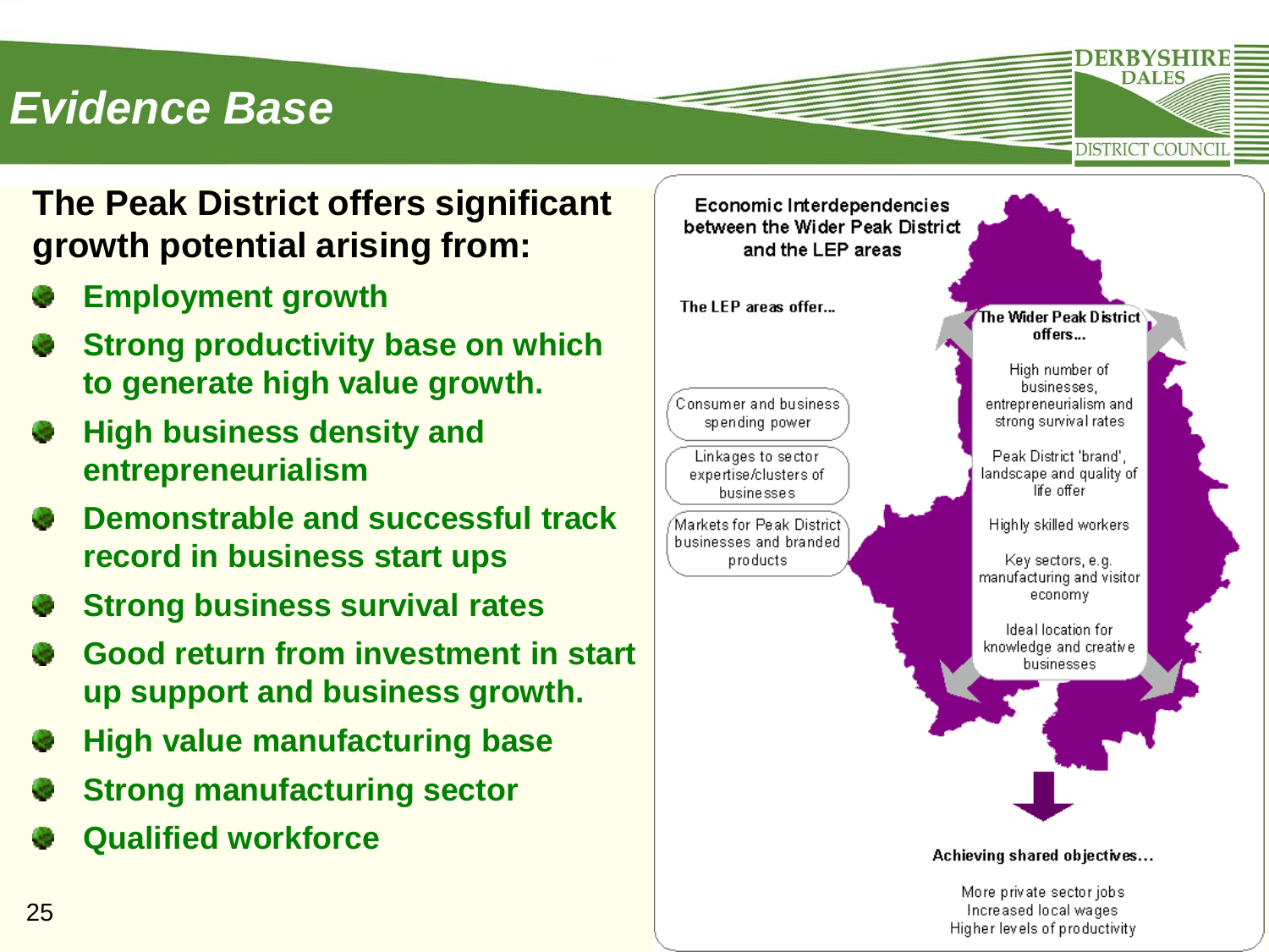# Evidence Base

**The Peak District offers significant growth potential arising from:**

- **Employment growth**
- **Strong productivity base on which to generate high value growth.**
- **High business density and entrepreneurialism**
- **Demonstrable and successful track record in business start ups**
- **Strong business survival rates**
- **Good return from investment in start up support and business growth.**
- **High value manufacturing base**
- **Strong manufacturing sector**
- **Qualified workforce**

**Economic Interdependencies between the Wider Peak District and the LEP areas**

**The LEP areas offer...**

- Consumer and business spending power
- Linkages to sector expertise/clusters of businesses
- Markets for Peak District businesses and branded products

**The Wider Peak District offers...**

- High number of businesses, entrepreneurialism and strong survival rates
- Peak District 'brand', landscape and quality of life offer
- Highly skilled workers
- Key sectors, e.g. manufacturing and visitor economy
- Ideal location for knowledge and creative businesses

**Achieving shared objectives...**

- More private sector jobs
- Increased local wages
- Higher levels of productivity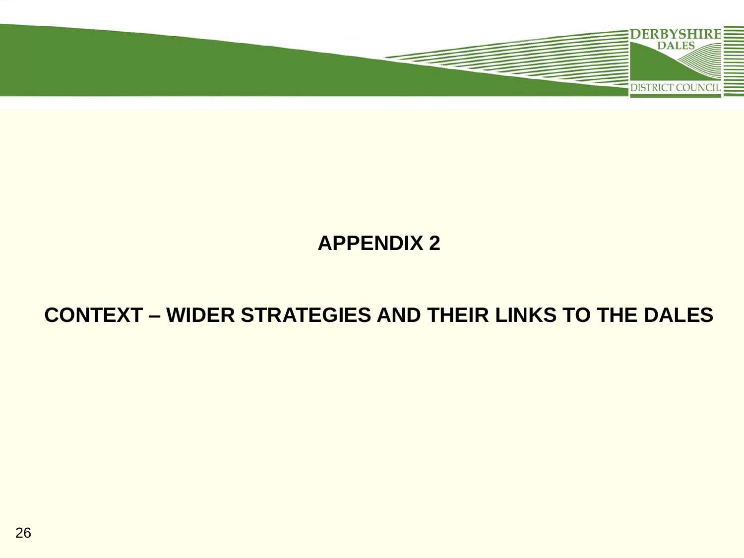# APPENDIX 2

## CONTEXT – WIDER STRATEGIES AND THEIR LINKS TO THE DALES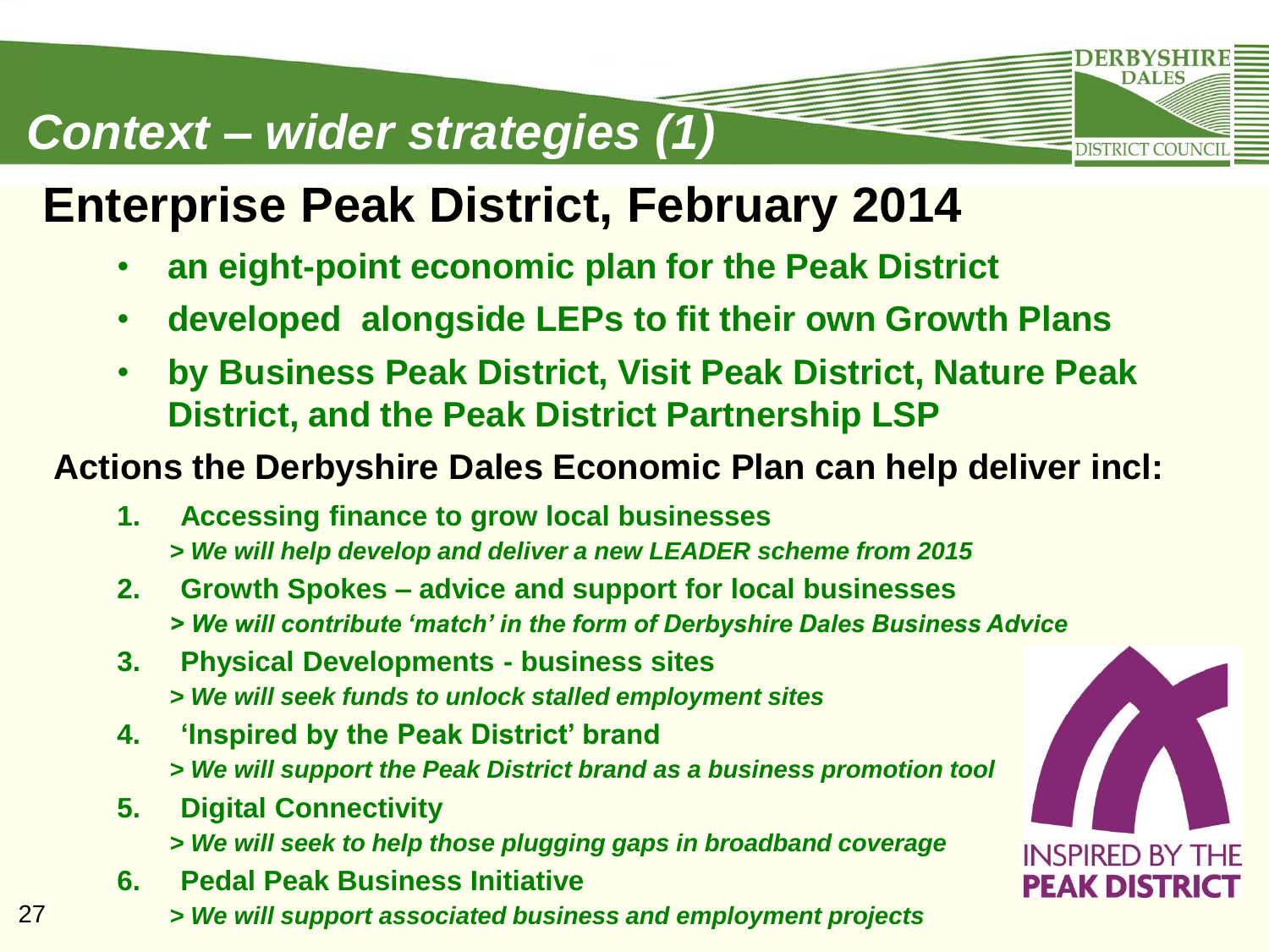# Context – wider strategies (1)

## Enterprise Peak District, February 2014

- **an eight-point economic plan for the Peak District**
- **developed alongside LEPs to fit their own Growth Plans**
- **by Business Peak District, Visit Peak District, Nature Peak District, and the Peak District Partnership LSP**

**Actions the Derbyshire Dales Economic Plan can help deliver incl:**

1. **Accessing finance to grow local businesses**
   ***> We will help develop and deliver a new LEADER scheme from 2015***
2. **Growth Spokes – advice and support for local businesses**
   ***> We will contribute 'match' in the form of Derbyshire Dales Business Advice***
3. **Physical Developments - business sites**
   ***> We will seek funds to unlock stalled employment sites***
4. **'Inspired by the Peak District' brand**
   ***> We will support the Peak District brand as a business promotion tool***
5. **Digital Connectivity**
   ***> We will seek to help those plugging gaps in broadband coverage***
6. **Pedal Peak Business Initiative**
   ***> We will support associated business and employment projects***

INSPIRED BY THE **PEAK DISTRICT**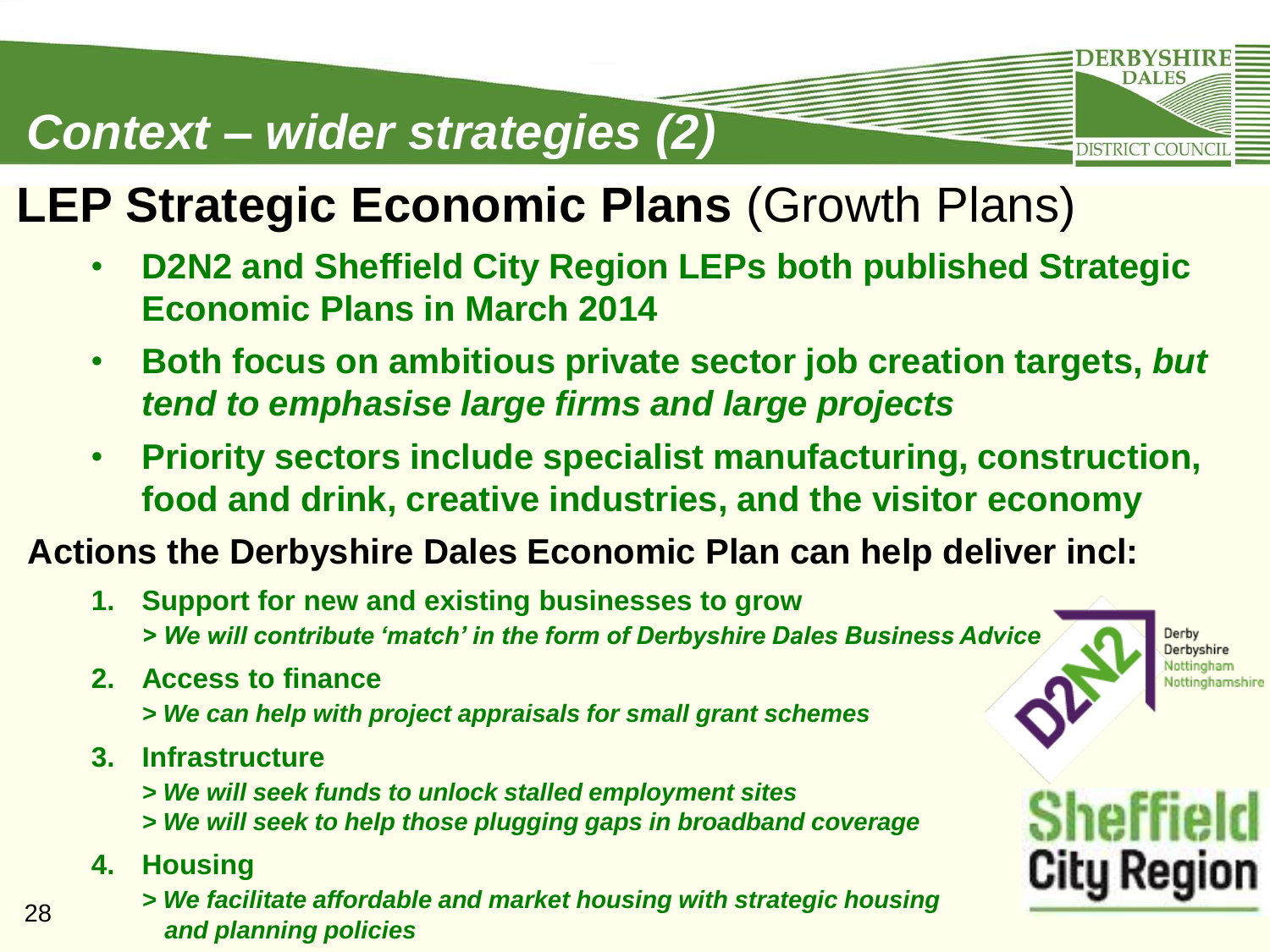# Context – wider strategies (2)

## **LEP Strategic Economic Plans** (Growth Plans)

- **D2N2 and Sheffield City Region LEPs both published Strategic Economic Plans in March 2014**
- **Both focus on ambitious private sector job creation targets, *but tend to emphasise large firms and large projects***
- **Priority sectors include specialist manufacturing, construction, food and drink, creative industries, and the visitor economy**

**Actions the Derbyshire Dales Economic Plan can help deliver incl:**

1. **Support for new and existing businesses to grow**
   ***> We will contribute 'match' in the form of Derbyshire Dales Business Advice***
2. **Access to finance**
   ***> We can help with project appraisals for small grant schemes***
3. **Infrastructure**
   ***> We will seek funds to unlock stalled employment sites***
   ***> We will seek to help those plugging gaps in broadband coverage***
4. **Housing**
   ***> We facilitate affordable and market housing with strategic housing and planning policies***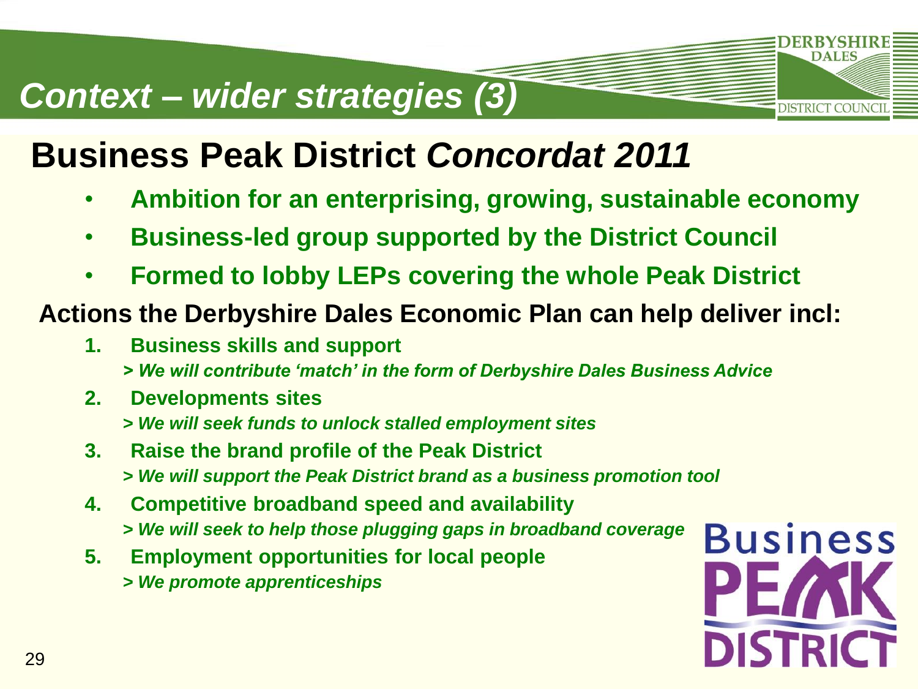# Context – wider strategies (3)

## Business Peak District *Concordat 2011*

- **Ambition for an enterprising, growing, sustainable economy**
- **Business-led group supported by the District Council**
- **Formed to lobby LEPs covering the whole Peak District**

**Actions the Derbyshire Dales Economic Plan can help deliver incl:**

1. **Business skills and support**
   ***> We will contribute 'match' in the form of Derbyshire Dales Business Advice***
2. **Developments sites**
   ***> We will seek funds to unlock stalled employment sites***
3. **Raise the brand profile of the Peak District**
   ***> We will support the Peak District brand as a business promotion tool***
4. **Competitive broadband speed and availability**
   ***> We will seek to help those plugging gaps in broadband coverage***
5. **Employment opportunities for local people**
   ***> We promote apprenticeships***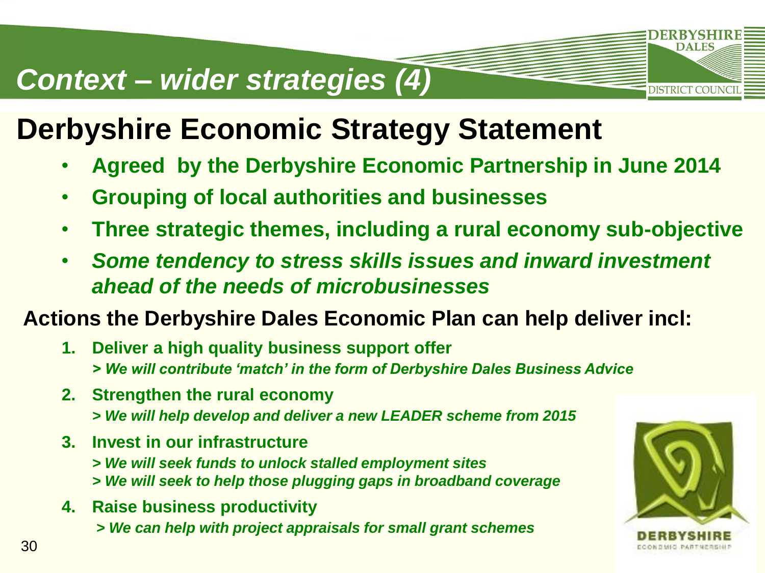# Context – wider strategies (4)

## Derbyshire Economic Strategy Statement

- **Agreed by the Derbyshire Economic Partnership in June 2014**
- **Grouping of local authorities and businesses**
- **Three strategic themes, including a rural economy sub-objective**
- ***Some tendency to stress skills issues and inward investment ahead of the needs of microbusinesses***

**Actions the Derbyshire Dales Economic Plan can help deliver incl:**

1. **Deliver a high quality business support offer**
   ***> We will contribute 'match' in the form of Derbyshire Dales Business Advice***
2. **Strengthen the rural economy**
   ***> We will help develop and deliver a new LEADER scheme from 2015***
3. **Invest in our infrastructure**
   ***> We will seek funds to unlock stalled employment sites***
   ***> We will seek to help those plugging gaps in broadband coverage***
4. **Raise business productivity**
   ***> We can help with project appraisals for small grant schemes***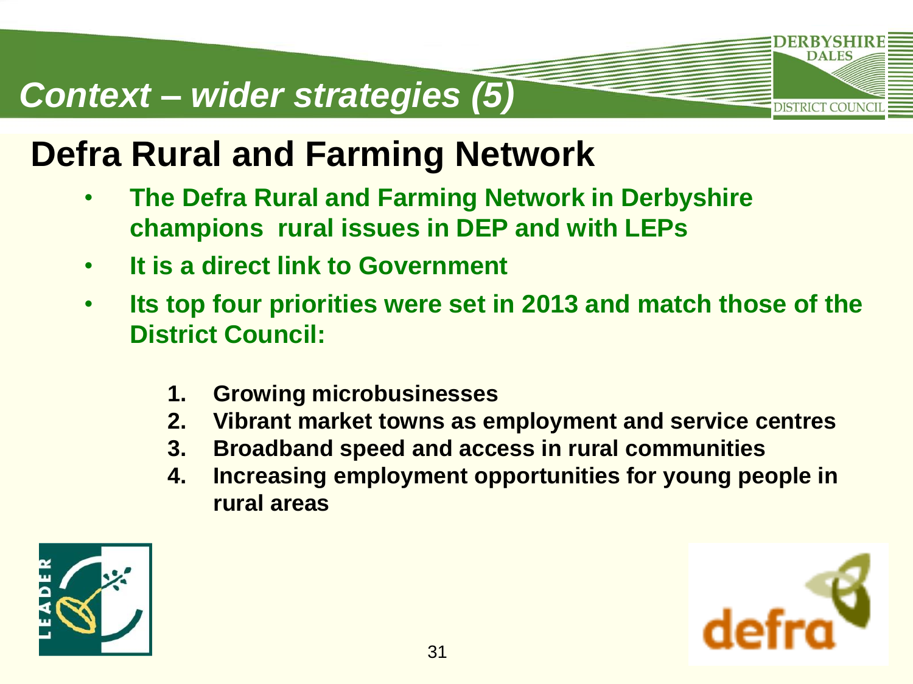# *Context – wider strategies (5)*

## Defra Rural and Farming Network

- **The Defra Rural and Farming Network in Derbyshire champions rural issues in DEP and with LEPs**
- **It is a direct link to Government**
- **Its top four priorities were set in 2013 and match those of the District Council:**

  1. **Growing microbusinesses**
  2. **Vibrant market towns as employment and service centres**
  3. **Broadband speed and access in rural communities**
  4. **Increasing employment opportunities for young people in rural areas**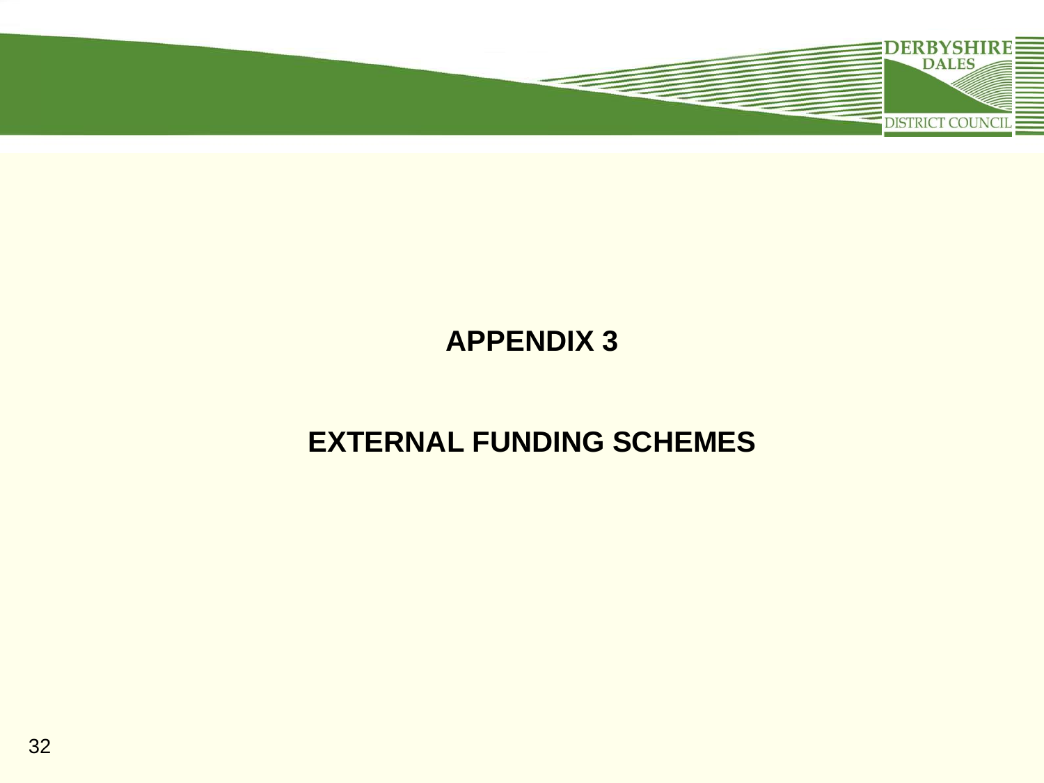# APPENDIX 3

# EXTERNAL FUNDING SCHEMES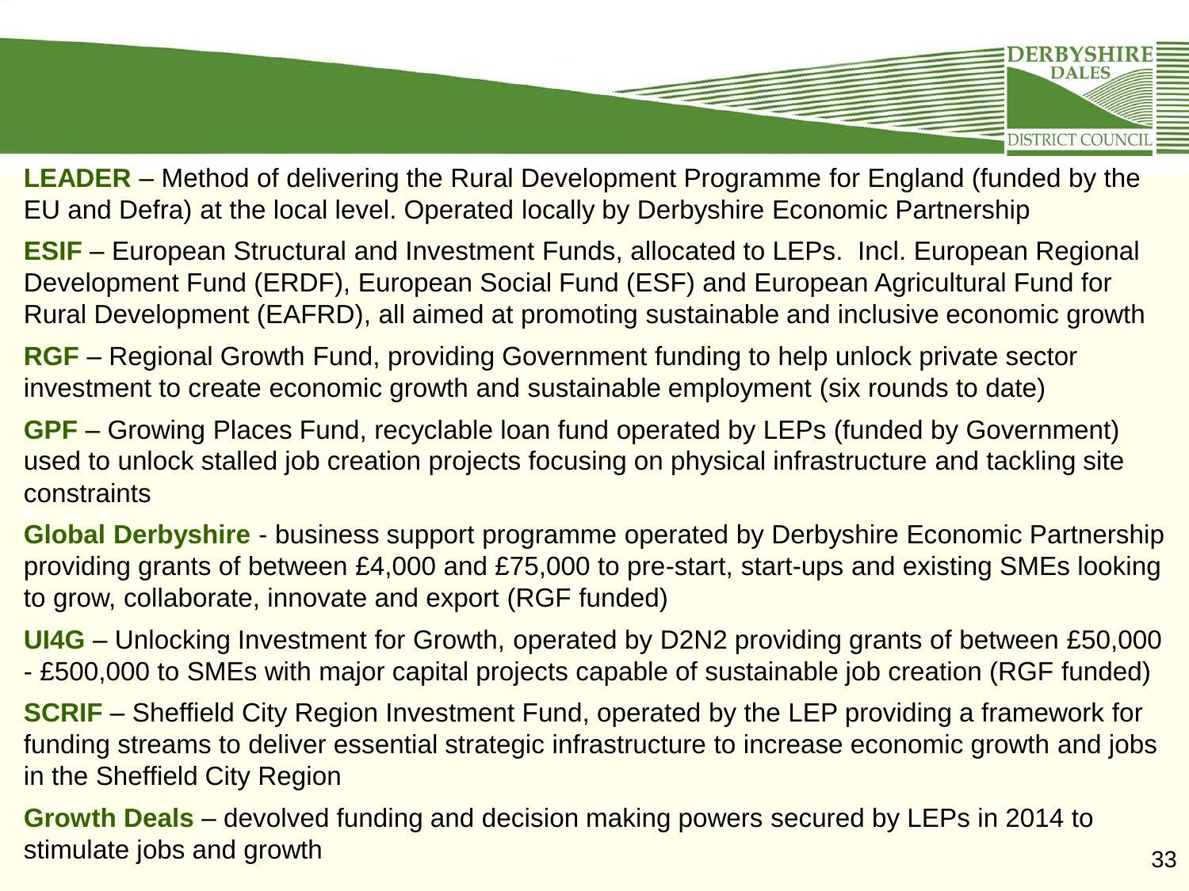**LEADER** – Method of delivering the Rural Development Programme for England (funded by the EU and Defra) at the local level. Operated locally by Derbyshire Economic Partnership

**ESIF** – European Structural and Investment Funds, allocated to LEPs. Incl. European Regional Development Fund (ERDF), European Social Fund (ESF) and European Agricultural Fund for Rural Development (EAFRD), all aimed at promoting sustainable and inclusive economic growth

**RGF** – Regional Growth Fund, providing Government funding to help unlock private sector investment to create economic growth and sustainable employment (six rounds to date)

**GPF** – Growing Places Fund, recyclable loan fund operated by LEPs (funded by Government) used to unlock stalled job creation projects focusing on physical infrastructure and tackling site constraints

**Global Derbyshire** - business support programme operated by Derbyshire Economic Partnership providing grants of between £4,000 and £75,000 to pre-start, start-ups and existing SMEs looking to grow, collaborate, innovate and export (RGF funded)

**UI4G** – Unlocking Investment for Growth, operated by D2N2 providing grants of between £50,000 - £500,000 to SMEs with major capital projects capable of sustainable job creation (RGF funded)

**SCRIF** – Sheffield City Region Investment Fund, operated by the LEP providing a framework for funding streams to deliver essential strategic infrastructure to increase economic growth and jobs in the Sheffield City Region

**Growth Deals** – devolved funding and decision making powers secured by LEPs in 2014 to stimulate jobs and growth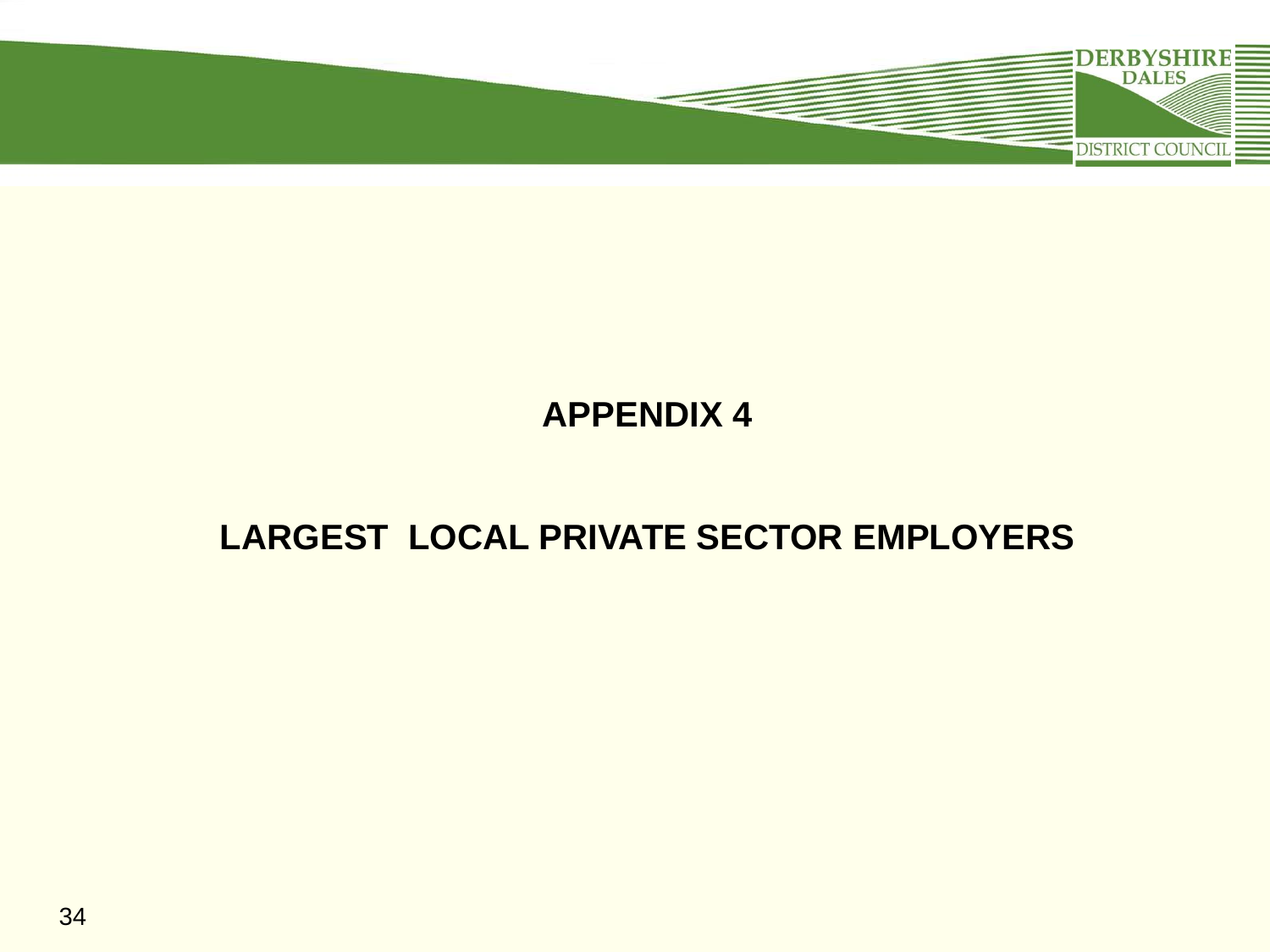# APPENDIX 4

## LARGEST LOCAL PRIVATE SECTOR EMPLOYERS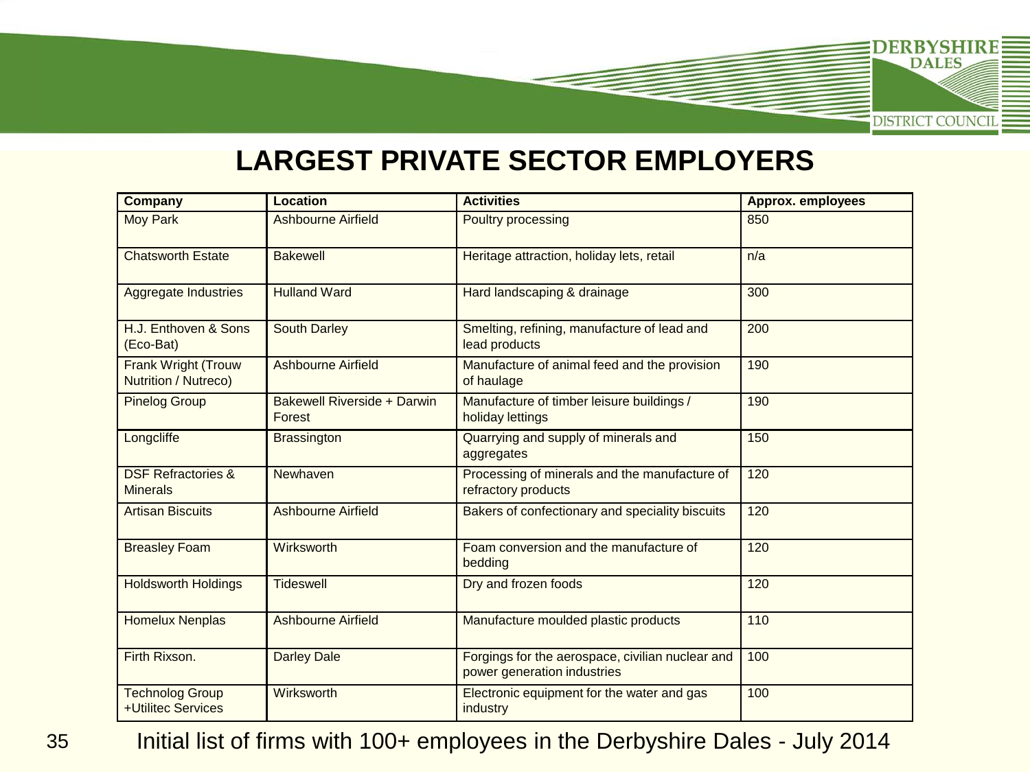# LARGEST PRIVATE SECTOR EMPLOYERS

| Company | Location | Activities | Approx. employees |
|---|---|---|---|
| Moy Park | Ashbourne Airfield | Poultry processing | 850 |
| Chatsworth Estate | Bakewell | Heritage attraction, holiday lets, retail | n/a |
| Aggregate Industries | Hulland Ward | Hard landscaping & drainage | 300 |
| H.J. Enthoven & Sons (Eco-Bat) | South Darley | Smelting, refining, manufacture of lead and lead products | 200 |
| Frank Wright (Trouw Nutrition / Nutreco) | Ashbourne Airfield | Manufacture of animal feed and the provision of haulage | 190 |
| Pinelog Group | Bakewell Riverside + Darwin Forest | Manufacture of timber leisure buildings / holiday lettings | 190 |
| Longcliffe | Brassington | Quarrying and supply of minerals and aggregates | 150 |
| DSF Refractories & Minerals | Newhaven | Processing of minerals and the manufacture of refractory products | 120 |
| Artisan Biscuits | Ashbourne Airfield | Bakers of confectionary and speciality biscuits | 120 |
| Breasley Foam | Wirksworth | Foam conversion and the manufacture of bedding | 120 |
| Holdsworth Holdings | Tideswell | Dry and frozen foods | 120 |
| Homelux Nenplas | Ashbourne Airfield | Manufacture moulded plastic products | 110 |
| Firth Rixson. | Darley Dale | Forgings for the aerospace, civilian nuclear and power generation industries | 100 |
| Technolog Group +Utilitec Services | Wirksworth | Electronic equipment for the water and gas industry | 100 |

Initial list of firms with 100+ employees in the Derbyshire Dales - July 2014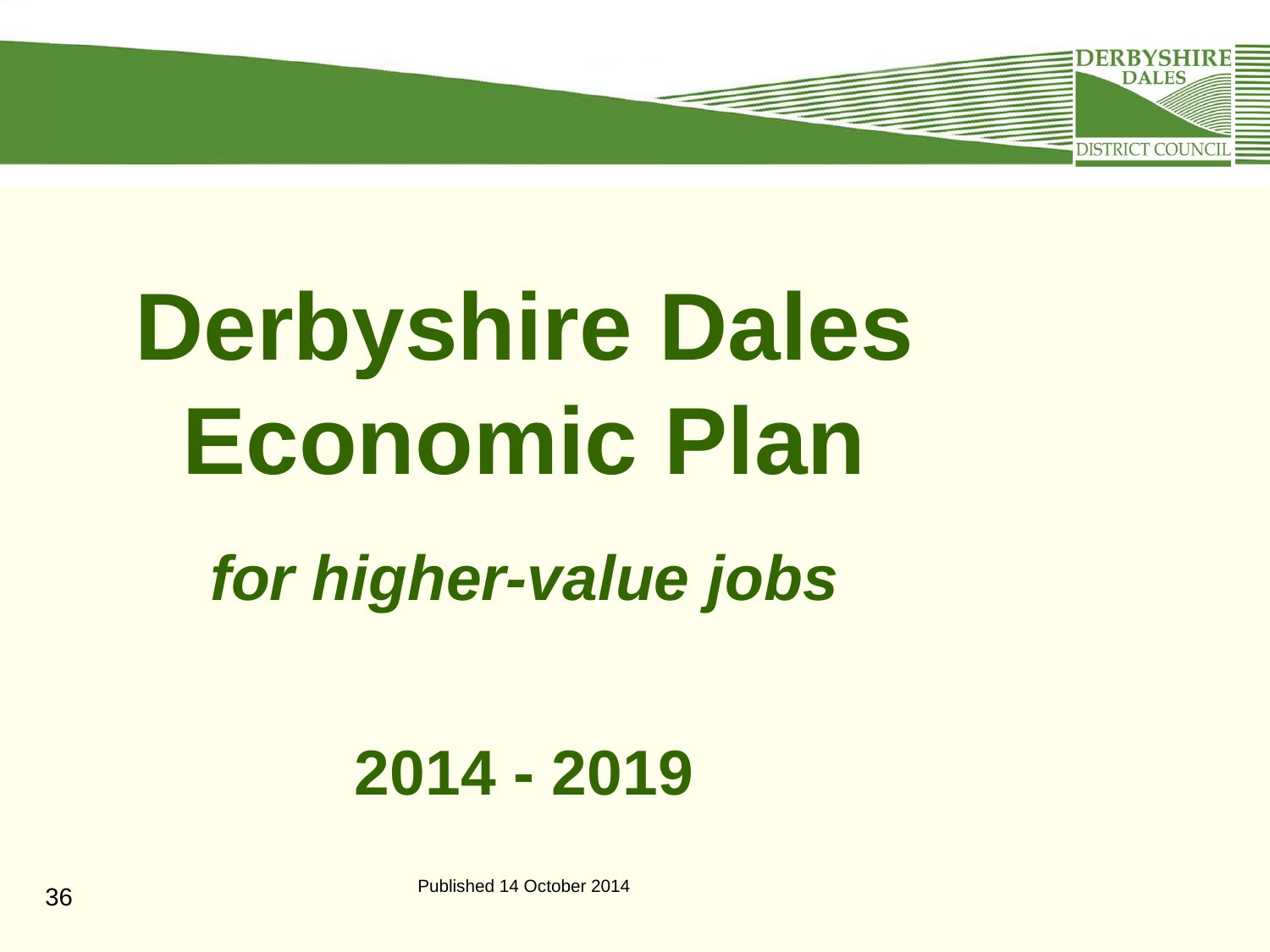# Derbyshire Dales Economic Plan

***for higher-value jobs***

**2014 - 2019**

Published 14 October 2014